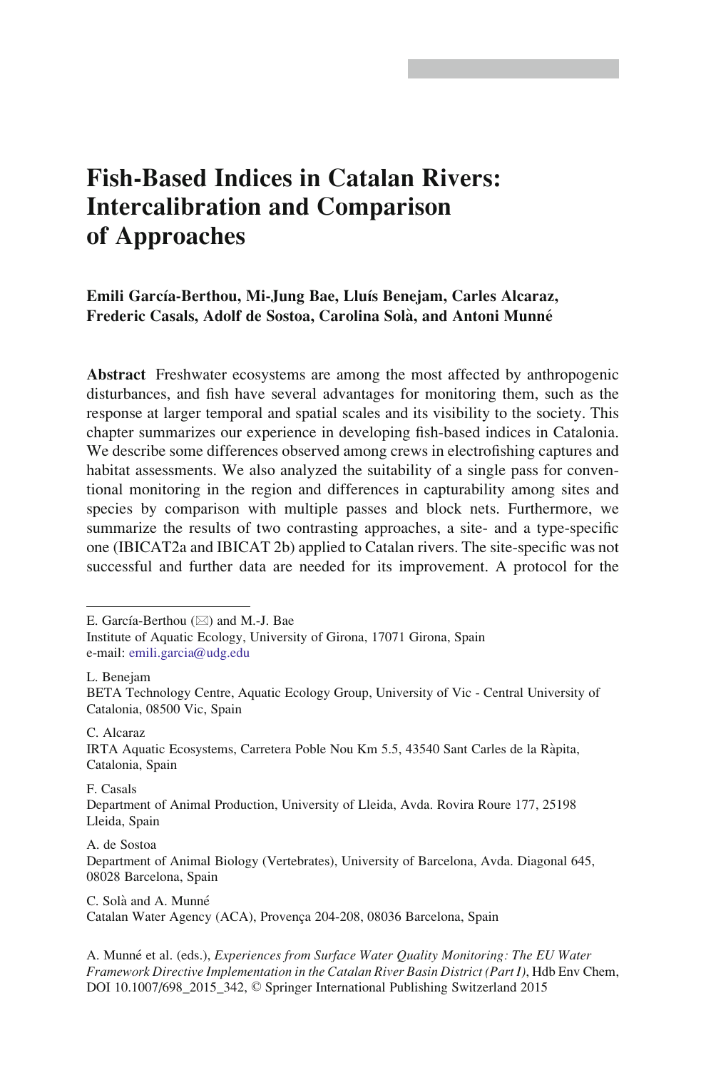# Fish-Based Indices in Catalan Rivers: Intercalibration and Comparison of Approaches

**Emili García-Berthou, Mi-Jung Bae, Lluís Benejam, Carles Alcaraz, Frederic Casals, Adolf de Sostoa, Carolina Solà, and Antoni Munné**

**Abstract** Freshwater ecosystems are among the most affected by anthropogenic disturbances, and fish have several advantages for monitoring them, such as the response at larger temporal and spatial scales and its visibility to the society. This chapter summarizes our experience in developing fish-based indices in Catalonia. We describe some differences observed among crews in electrofishing captures and habitat assessments. We also analyzed the suitability of a single pass for conventional monitoring in the region and differences in capturability among sites and species by comparison with multiple passes and block nets. Furthermore, we summarize the results of two contrasting approaches, a site- and a type-specific one (IBICAT2a and IBICAT 2b) applied to Catalan rivers. The site-specific was not successful and further data are needed for its improvement. A protocol for the

---

E. García-Berthou (✉) and M.-J. Bae
Institute of Aquatic Ecology, University of Girona, 17071 Girona, Spain
e-mail: emili.garcia@udg.edu

L. Benejam
BETA Technology Centre, Aquatic Ecology Group, University of Vic - Central University of Catalonia, 08500 Vic, Spain

C. Alcaraz
IRTA Aquatic Ecosystems, Carretera Poble Nou Km 5.5, 43540 Sant Carles de la Ràpita, Catalonia, Spain

F. Casals
Department of Animal Production, University of Lleida, Avda. Rovira Roure 177, 25198 Lleida, Spain

A. de Sostoa
Department of Animal Biology (Vertebrates), University of Barcelona, Avda. Diagonal 645, 08028 Barcelona, Spain

C. Solà and A. Munné
Catalan Water Agency (ACA), Provença 204-208, 08036 Barcelona, Spain

A. Munné et al. (eds.), *Experiences from Surface Water Quality Monitoring: The EU Water Framework Directive Implementation in the Catalan River Basin District (Part I)*, Hdb Env Chem, DOI 10.1007/698_2015_342, © Springer International Publishing Switzerland 2015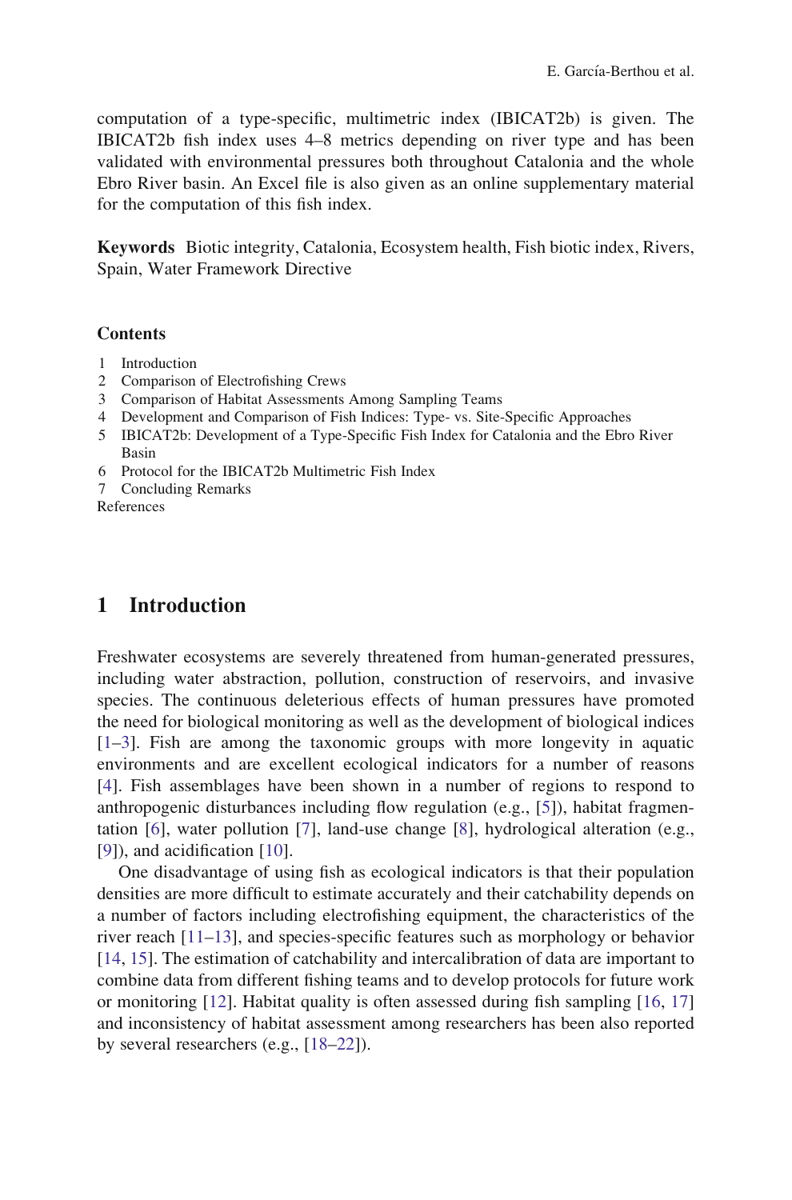computation of a type-specific, multimetric index (IBICAT2b) is given. The IBICAT2b fish index uses 4–8 metrics depending on river type and has been validated with environmental pressures both throughout Catalonia and the whole Ebro River basin. An Excel file is also given as an online supplementary material for the computation of this fish index.

**Keywords** Biotic integrity, Catalonia, Ecosystem health, Fish biotic index, Rivers, Spain, Water Framework Directive

**Contents**

1 Introduction
2 Comparison of Electrofishing Crews
3 Comparison of Habitat Assessments Among Sampling Teams
4 Development and Comparison of Fish Indices: Type- vs. Site-Specific Approaches
5 IBICAT2b: Development of a Type-Specific Fish Index for Catalonia and the Ebro River Basin
6 Protocol for the IBICAT2b Multimetric Fish Index
7 Concluding Remarks
References

## 1 Introduction

Freshwater ecosystems are severely threatened from human-generated pressures, including water abstraction, pollution, construction of reservoirs, and invasive species. The continuous deleterious effects of human pressures have promoted the need for biological monitoring as well as the development of biological indices [1–3]. Fish are among the taxonomic groups with more longevity in aquatic environments and are excellent ecological indicators for a number of reasons [4]. Fish assemblages have been shown in a number of regions to respond to anthropogenic disturbances including flow regulation (e.g., [5]), habitat fragmentation [6], water pollution [7], land-use change [8], hydrological alteration (e.g., [9]), and acidification [10].

One disadvantage of using fish as ecological indicators is that their population densities are more difficult to estimate accurately and their catchability depends on a number of factors including electrofishing equipment, the characteristics of the river reach [11–13], and species-specific features such as morphology or behavior [14, 15]. The estimation of catchability and intercalibration of data are important to combine data from different fishing teams and to develop protocols for future work or monitoring [12]. Habitat quality is often assessed during fish sampling [16, 17] and inconsistency of habitat assessment among researchers has been also reported by several researchers (e.g., [18–22]).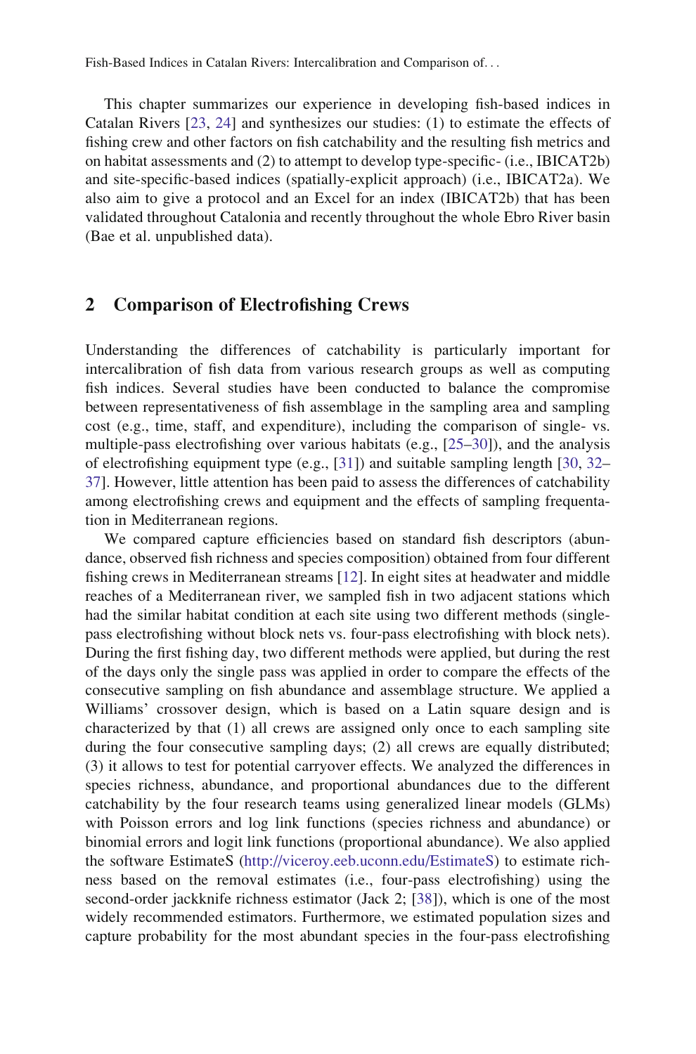This chapter summarizes our experience in developing fish-based indices in Catalan Rivers [23, 24] and synthesizes our studies: (1) to estimate the effects of fishing crew and other factors on fish catchability and the resulting fish metrics and on habitat assessments and (2) to attempt to develop type-specific- (i.e., IBICAT2b) and site-specific-based indices (spatially-explicit approach) (i.e., IBICAT2a). We also aim to give a protocol and an Excel for an index (IBICAT2b) that has been validated throughout Catalonia and recently throughout the whole Ebro River basin (Bae et al. unpublished data).

## 2 Comparison of Electrofishing Crews

Understanding the differences of catchability is particularly important for intercalibration of fish data from various research groups as well as computing fish indices. Several studies have been conducted to balance the compromise between representativeness of fish assemblage in the sampling area and sampling cost (e.g., time, staff, and expenditure), including the comparison of single- vs. multiple-pass electrofishing over various habitats (e.g., [25–30]), and the analysis of electrofishing equipment type (e.g., [31]) and suitable sampling length [30, 32–37]. However, little attention has been paid to assess the differences of catchability among electrofishing crews and equipment and the effects of sampling frequentation in Mediterranean regions.

We compared capture efficiencies based on standard fish descriptors (abundance, observed fish richness and species composition) obtained from four different fishing crews in Mediterranean streams [12]. In eight sites at headwater and middle reaches of a Mediterranean river, we sampled fish in two adjacent stations which had the similar habitat condition at each site using two different methods (single-pass electrofishing without block nets vs. four-pass electrofishing with block nets). During the first fishing day, two different methods were applied, but during the rest of the days only the single pass was applied in order to compare the effects of the consecutive sampling on fish abundance and assemblage structure. We applied a Williams' crossover design, which is based on a Latin square design and is characterized by that (1) all crews are assigned only once to each sampling site during the four consecutive sampling days; (2) all crews are equally distributed; (3) it allows to test for potential carryover effects. We analyzed the differences in species richness, abundance, and proportional abundances due to the different catchability by the four research teams using generalized linear models (GLMs) with Poisson errors and log link functions (species richness and abundance) or binomial errors and logit link functions (proportional abundance). We also applied the software EstimateS (http://viceroy.eeb.uconn.edu/EstimateS) to estimate richness based on the removal estimates (i.e., four-pass electrofishing) using the second-order jackknife richness estimator (Jack 2; [38]), which is one of the most widely recommended estimators. Furthermore, we estimated population sizes and capture probability for the most abundant species in the four-pass electrofishing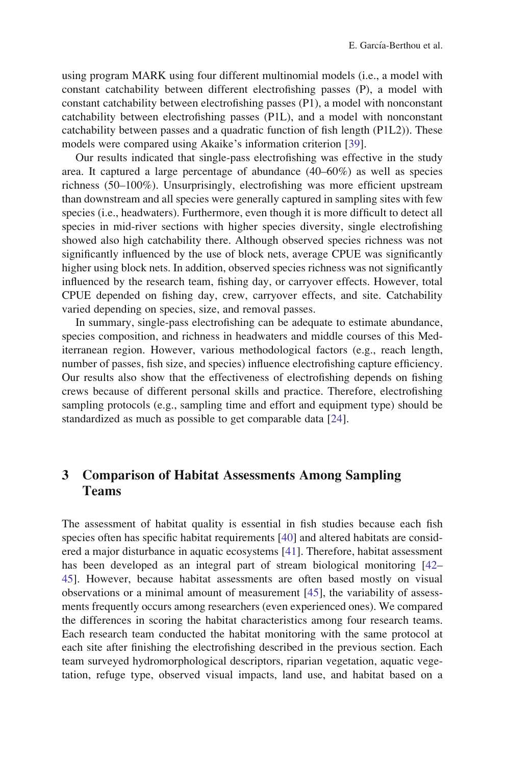using program MARK using four different multinomial models (i.e., a model with constant catchability between different electrofishing passes (P), a model with constant catchability between electrofishing passes (P1), a model with nonconstant catchability between electrofishing passes (P1L), and a model with nonconstant catchability between passes and a quadratic function of fish length (P1L2)). These models were compared using Akaike's information criterion [39].

Our results indicated that single-pass electrofishing was effective in the study area. It captured a large percentage of abundance (40–60%) as well as species richness (50–100%). Unsurprisingly, electrofishing was more efficient upstream than downstream and all species were generally captured in sampling sites with few species (i.e., headwaters). Furthermore, even though it is more difficult to detect all species in mid-river sections with higher species diversity, single electrofishing showed also high catchability there. Although observed species richness was not significantly influenced by the use of block nets, average CPUE was significantly higher using block nets. In addition, observed species richness was not significantly influenced by the research team, fishing day, or carryover effects. However, total CPUE depended on fishing day, crew, carryover effects, and site. Catchability varied depending on species, size, and removal passes.

In summary, single-pass electrofishing can be adequate to estimate abundance, species composition, and richness in headwaters and middle courses of this Mediterranean region. However, various methodological factors (e.g., reach length, number of passes, fish size, and species) influence electrofishing capture efficiency. Our results also show that the effectiveness of electrofishing depends on fishing crews because of different personal skills and practice. Therefore, electrofishing sampling protocols (e.g., sampling time and effort and equipment type) should be standardized as much as possible to get comparable data [24].

## 3 Comparison of Habitat Assessments Among Sampling Teams

The assessment of habitat quality is essential in fish studies because each fish species often has specific habitat requirements [40] and altered habitats are considered a major disturbance in aquatic ecosystems [41]. Therefore, habitat assessment has been developed as an integral part of stream biological monitoring [42–45]. However, because habitat assessments are often based mostly on visual observations or a minimal amount of measurement [45], the variability of assessments frequently occurs among researchers (even experienced ones). We compared the differences in scoring the habitat characteristics among four research teams. Each research team conducted the habitat monitoring with the same protocol at each site after finishing the electrofishing described in the previous section. Each team surveyed hydromorphological descriptors, riparian vegetation, aquatic vegetation, refuge type, observed visual impacts, land use, and habitat based on a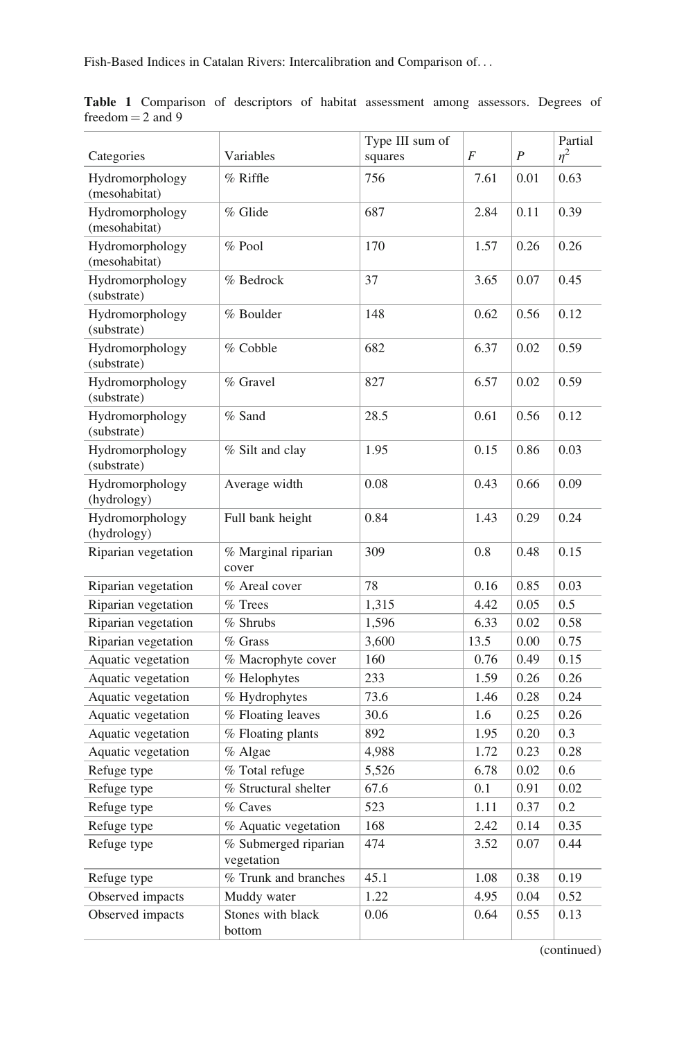**Table 1** Comparison of descriptors of habitat assessment among assessors. Degrees of freedom = 2 and 9

| Categories | Variables | Type III sum of squares | $F$ | $P$ | Partial $\eta^2$ |
|---|---|---|---|---|---|
| Hydromorphology (mesohabitat) | % Riffle | 756 | 7.61 | 0.01 | 0.63 |
| Hydromorphology (mesohabitat) | % Glide | 687 | 2.84 | 0.11 | 0.39 |
| Hydromorphology (mesohabitat) | % Pool | 170 | 1.57 | 0.26 | 0.26 |
| Hydromorphology (substrate) | % Bedrock | 37 | 3.65 | 0.07 | 0.45 |
| Hydromorphology (substrate) | % Boulder | 148 | 0.62 | 0.56 | 0.12 |
| Hydromorphology (substrate) | % Cobble | 682 | 6.37 | 0.02 | 0.59 |
| Hydromorphology (substrate) | % Gravel | 827 | 6.57 | 0.02 | 0.59 |
| Hydromorphology (substrate) | % Sand | 28.5 | 0.61 | 0.56 | 0.12 |
| Hydromorphology (substrate) | % Silt and clay | 1.95 | 0.15 | 0.86 | 0.03 |
| Hydromorphology (hydrology) | Average width | 0.08 | 0.43 | 0.66 | 0.09 |
| Hydromorphology (hydrology) | Full bank height | 0.84 | 1.43 | 0.29 | 0.24 |
| Riparian vegetation | % Marginal riparian cover | 309 | 0.8 | 0.48 | 0.15 |
| Riparian vegetation | % Areal cover | 78 | 0.16 | 0.85 | 0.03 |
| Riparian vegetation | % Trees | 1,315 | 4.42 | 0.05 | 0.5 |
| Riparian vegetation | % Shrubs | 1,596 | 6.33 | 0.02 | 0.58 |
| Riparian vegetation | % Grass | 3,600 | 13.5 | 0.00 | 0.75 |
| Aquatic vegetation | % Macrophyte cover | 160 | 0.76 | 0.49 | 0.15 |
| Aquatic vegetation | % Helophytes | 233 | 1.59 | 0.26 | 0.26 |
| Aquatic vegetation | % Hydrophytes | 73.6 | 1.46 | 0.28 | 0.24 |
| Aquatic vegetation | % Floating leaves | 30.6 | 1.6 | 0.25 | 0.26 |
| Aquatic vegetation | % Floating plants | 892 | 1.95 | 0.20 | 0.3 |
| Aquatic vegetation | % Algae | 4,988 | 1.72 | 0.23 | 0.28 |
| Refuge type | % Total refuge | 5,526 | 6.78 | 0.02 | 0.6 |
| Refuge type | % Structural shelter | 67.6 | 0.1 | 0.91 | 0.02 |
| Refuge type | % Caves | 523 | 1.11 | 0.37 | 0.2 |
| Refuge type | % Aquatic vegetation | 168 | 2.42 | 0.14 | 0.35 |
| Refuge type | % Submerged riparian vegetation | 474 | 3.52 | 0.07 | 0.44 |
| Refuge type | % Trunk and branches | 45.1 | 1.08 | 0.38 | 0.19 |
| Observed impacts | Muddy water | 1.22 | 4.95 | 0.04 | 0.52 |
| Observed impacts | Stones with black bottom | 0.06 | 0.64 | 0.55 | 0.13 |

(continued)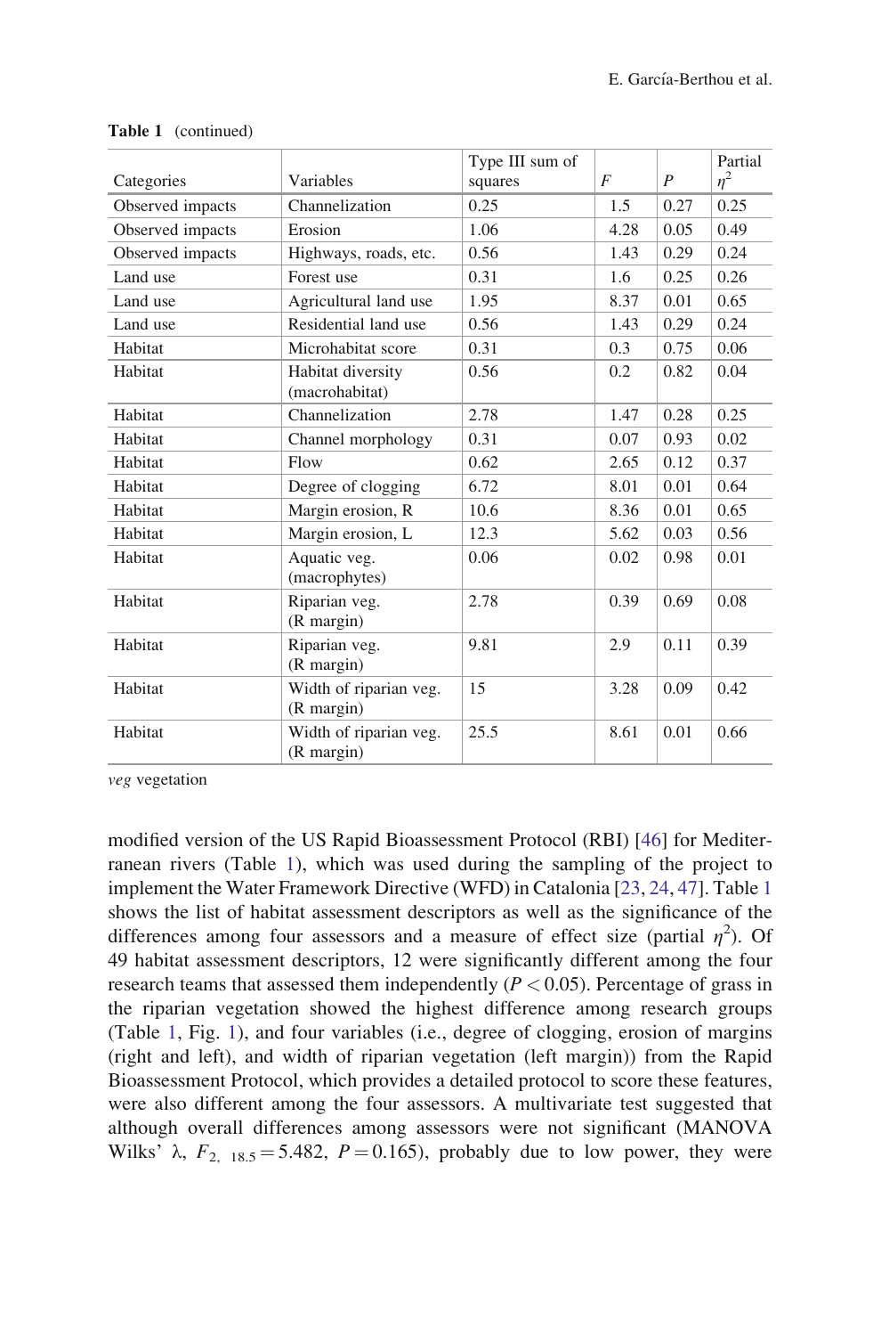**Table 1** (continued)

| Categories | Variables | Type III sum of squares | *F* | *P* | Partial $\eta^2$ |
|---|---|---|---|---|---|
| Observed impacts | Channelization | 0.25 | 1.5 | 0.27 | 0.25 |
| Observed impacts | Erosion | 1.06 | 4.28 | 0.05 | 0.49 |
| Observed impacts | Highways, roads, etc. | 0.56 | 1.43 | 0.29 | 0.24 |
| Land use | Forest use | 0.31 | 1.6 | 0.25 | 0.26 |
| Land use | Agricultural land use | 1.95 | 8.37 | 0.01 | 0.65 |
| Land use | Residential land use | 0.56 | 1.43 | 0.29 | 0.24 |
| Habitat | Microhabitat score | 0.31 | 0.3 | 0.75 | 0.06 |
| Habitat | Habitat diversity (macrohabitat) | 0.56 | 0.2 | 0.82 | 0.04 |
| Habitat | Channelization | 2.78 | 1.47 | 0.28 | 0.25 |
| Habitat | Channel morphology | 0.31 | 0.07 | 0.93 | 0.02 |
| Habitat | Flow | 0.62 | 2.65 | 0.12 | 0.37 |
| Habitat | Degree of clogging | 6.72 | 8.01 | 0.01 | 0.64 |
| Habitat | Margin erosion, R | 10.6 | 8.36 | 0.01 | 0.65 |
| Habitat | Margin erosion, L | 12.3 | 5.62 | 0.03 | 0.56 |
| Habitat | Aquatic veg. (macrophytes) | 0.06 | 0.02 | 0.98 | 0.01 |
| Habitat | Riparian veg. (R margin) | 2.78 | 0.39 | 0.69 | 0.08 |
| Habitat | Riparian veg. (R margin) | 9.81 | 2.9 | 0.11 | 0.39 |
| Habitat | Width of riparian veg. (R margin) | 15 | 3.28 | 0.09 | 0.42 |
| Habitat | Width of riparian veg. (R margin) | 25.5 | 8.61 | 0.01 | 0.66 |

*veg* vegetation

modified version of the US Rapid Bioassessment Protocol (RBI) [46] for Mediterranean rivers (Table 1), which was used during the sampling of the project to implement the Water Framework Directive (WFD) in Catalonia [23, 24, 47]. Table 1 shows the list of habitat assessment descriptors as well as the significance of the differences among four assessors and a measure of effect size (partial $\eta^2$). Of 49 habitat assessment descriptors, 12 were significantly different among the four research teams that assessed them independently ($P < 0.05$). Percentage of grass in the riparian vegetation showed the highest difference among research groups (Table 1, Fig. 1), and four variables (i.e., degree of clogging, erosion of margins (right and left), and width of riparian vegetation (left margin)) from the Rapid Bioassessment Protocol, which provides a detailed protocol to score these features, were also different among the four assessors. A multivariate test suggested that although overall differences among assessors were not significant (MANOVA Wilks' λ, $F_{2,\ 18.5} = 5.482$, $P = 0.165$), probably due to low power, they were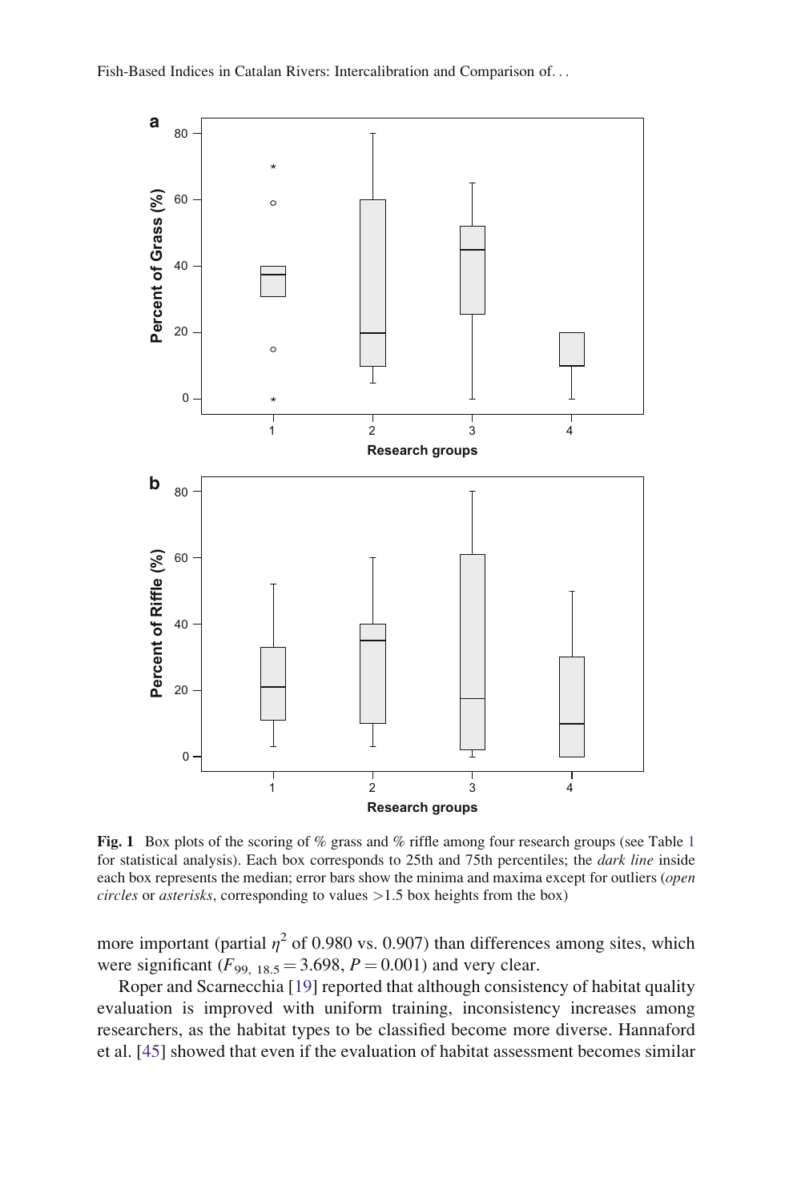**Fig. 1** Box plots of the scoring of % grass and % riffle among four research groups (see Table 1 for statistical analysis). Each box corresponds to 25th and 75th percentiles; the *dark line* inside each box represents the median; error bars show the minima and maxima except for outliers (*open circles* or *asterisks*, corresponding to values >1.5 box heights from the box)

more important (partial $\eta^2$ of 0.980 vs. 0.907) than differences among sites, which were significant ($F_{99,\ 18.5} = 3.698$, $P = 0.001$) and very clear.

Roper and Scarnecchia [19] reported that although consistency of habitat quality evaluation is improved with uniform training, inconsistency increases among researchers, as the habitat types to be classified become more diverse. Hannaford et al. [45] showed that even if the evaluation of habitat assessment becomes similar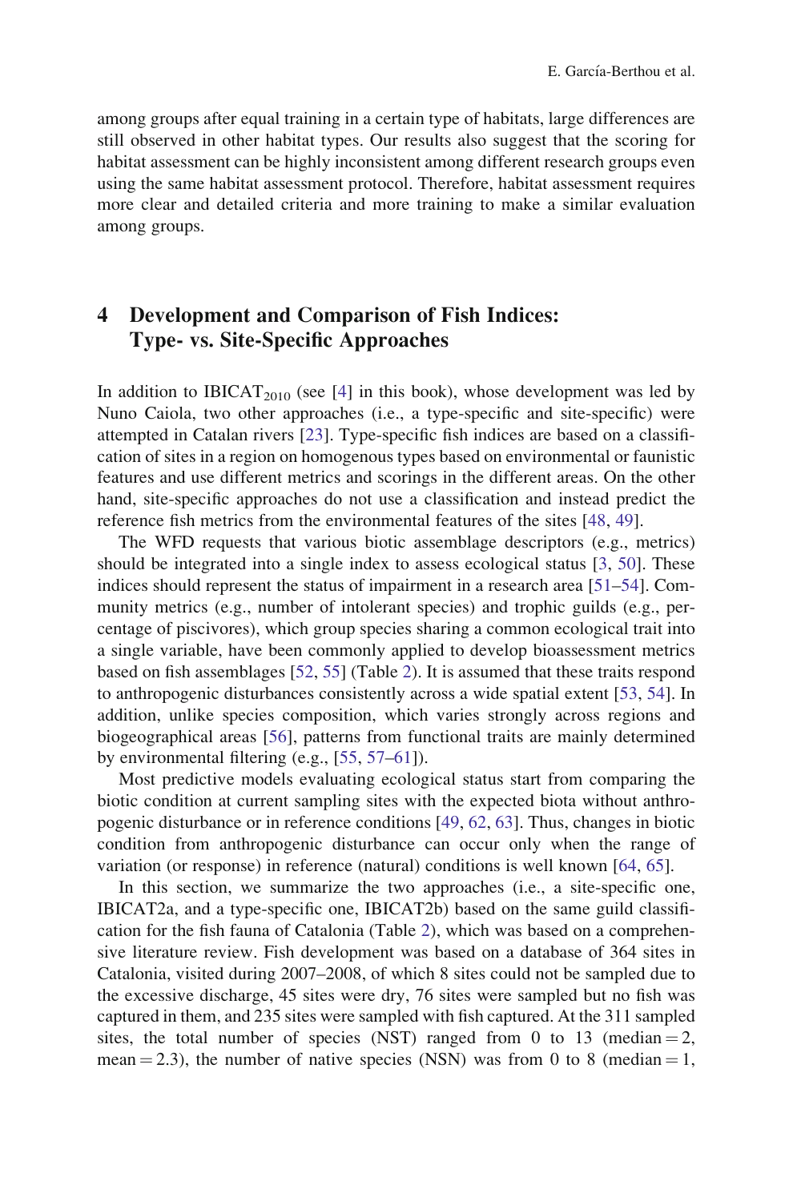among groups after equal training in a certain type of habitats, large differences are still observed in other habitat types. Our results also suggest that the scoring for habitat assessment can be highly inconsistent among different research groups even using the same habitat assessment protocol. Therefore, habitat assessment requires more clear and detailed criteria and more training to make a similar evaluation among groups.

## 4 Development and Comparison of Fish Indices: Type- vs. Site-Specific Approaches

In addition to $\mathrm{IBICAT}_{2010}$ (see [4] in this book), whose development was led by Nuno Caiola, two other approaches (i.e., a type-specific and site-specific) were attempted in Catalan rivers [23]. Type-specific fish indices are based on a classification of sites in a region on homogenous types based on environmental or faunistic features and use different metrics and scorings in the different areas. On the other hand, site-specific approaches do not use a classification and instead predict the reference fish metrics from the environmental features of the sites [48, 49].

The WFD requests that various biotic assemblage descriptors (e.g., metrics) should be integrated into a single index to assess ecological status [3, 50]. These indices should represent the status of impairment in a research area [51–54]. Community metrics (e.g., number of intolerant species) and trophic guilds (e.g., percentage of piscivores), which group species sharing a common ecological trait into a single variable, have been commonly applied to develop bioassessment metrics based on fish assemblages [52, 55] (Table 2). It is assumed that these traits respond to anthropogenic disturbances consistently across a wide spatial extent [53, 54]. In addition, unlike species composition, which varies strongly across regions and biogeographical areas [56], patterns from functional traits are mainly determined by environmental filtering (e.g., [55, 57–61]).

Most predictive models evaluating ecological status start from comparing the biotic condition at current sampling sites with the expected biota without anthropogenic disturbance or in reference conditions [49, 62, 63]. Thus, changes in biotic condition from anthropogenic disturbance can occur only when the range of variation (or response) in reference (natural) conditions is well known [64, 65].

In this section, we summarize the two approaches (i.e., a site-specific one, IBICAT2a, and a type-specific one, IBICAT2b) based on the same guild classification for the fish fauna of Catalonia (Table 2), which was based on a comprehensive literature review. Fish development was based on a database of 364 sites in Catalonia, visited during 2007–2008, of which 8 sites could not be sampled due to the excessive discharge, 45 sites were dry, 76 sites were sampled but no fish was captured in them, and 235 sites were sampled with fish captured. At the 311 sampled sites, the total number of species (NST) ranged from 0 to 13 (median = 2, mean = 2.3), the number of native species (NSN) was from 0 to 8 (median = 1,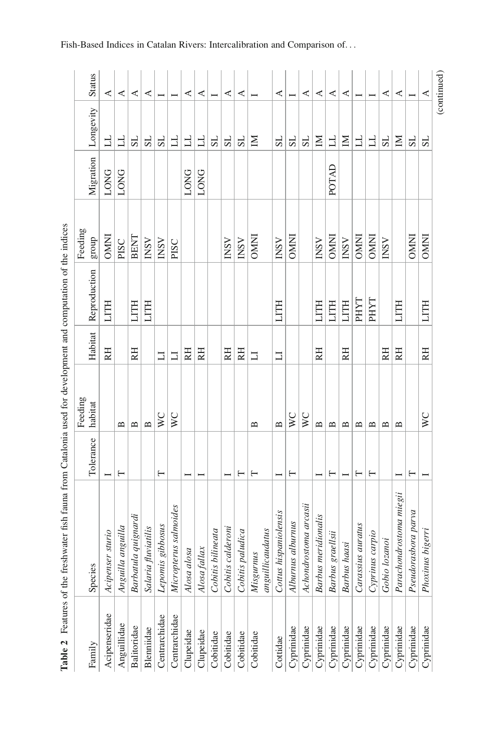**Table 2** Features of the freshwater fish fauna from Catalonia used for development and computation of the indices

| Family | Species | Tolerance | Feeding habitat | Habitat | Reproduction | Feeding group | Migration | Longevity | Status |
|---|---|---|---|---|---|---|---|---|---|
| Acipenseridae | *Acipenser sturio* | I | | RH | LITH | OMNI | LONG | LL | A |
| Anguillidae | *Anguilla anguilla* | T | B | | | PISC | LONG | LL | A |
| Balitoridae | *Barbatula quignardi* | | B | RH | LITH | BENT | | SL | A |
| Blenniidae | *Salaria fluviatilis* | | B | | LITH | INSV | | SL | A |
| Centrarchidae | *Lepomis gibbosus* | T | WC | LI | | INSV | | SL | I |
| Centrarchidae | *Micropterus salmoides* | | WC | LI | | PISC | | LL | I |
| Clupeidae | *Alosa alosa* | I | | RH | | | LONG | LL | A |
| Clupeidae | *Alosa fallax* | I | | RH | | | LONG | LL | A |
| Cobitidae | *Cobitis bilineata* | | | | | | | SL | I |
| Cobitidae | *Cobitis calderoni* | I | | RH | | INSV | | SL | A |
| Cobitidae | *Cobitis paludica* | T | | RH | | INSV | | SL | A |
| Cobitidae | *Misgurnus anguillicaudatus* | T | B | LI | | OMNI | | IM | I |
| Cottidae | *Cottus hispaniolensis* | I | B | LI | LITH | INSV | | SL | A |
| Cyprinidae | *Alburnus alburnus* | T | WC | | | OMNI | | SL | I |
| Cyprinidae | *Achondrostoma arcasii* | | WC | | | | | SL | A |
| Cyprinidae | *Barbus meridionalis* | I | B | RH | LITH | INSV | | IM | A |
| Cyprinidae | *Barbus graellsii* | T | B | | LITH | OMNI | POTAD | LL | A |
| Cyprinidae | *Barbus haasi* | I | B | RH | LITH | INSV | | IM | A |
| Cyprinidae | *Carassius auratus* | T | B | | PHYT | OMNI | | LL | I |
| Cyprinidae | *Cyprinus carpio* | T | B | | PHYT | OMNI | | LL | I |
| Cyprinidae | *Gobio lozanoi* | | B | RH | | INSV | | SL | A |
| Cyprinidae | *Parachondrostoma miegii* | I | B | RH | LITH | | | IM | A |
| Cyprinidae | *Pseudorasbora parva* | T | | | | OMNI | | SL | I |
| Cyprinidae | *Phoxinus bigerri* | I | WC | RH | LITH | OMNI | | SL | A |

(continued)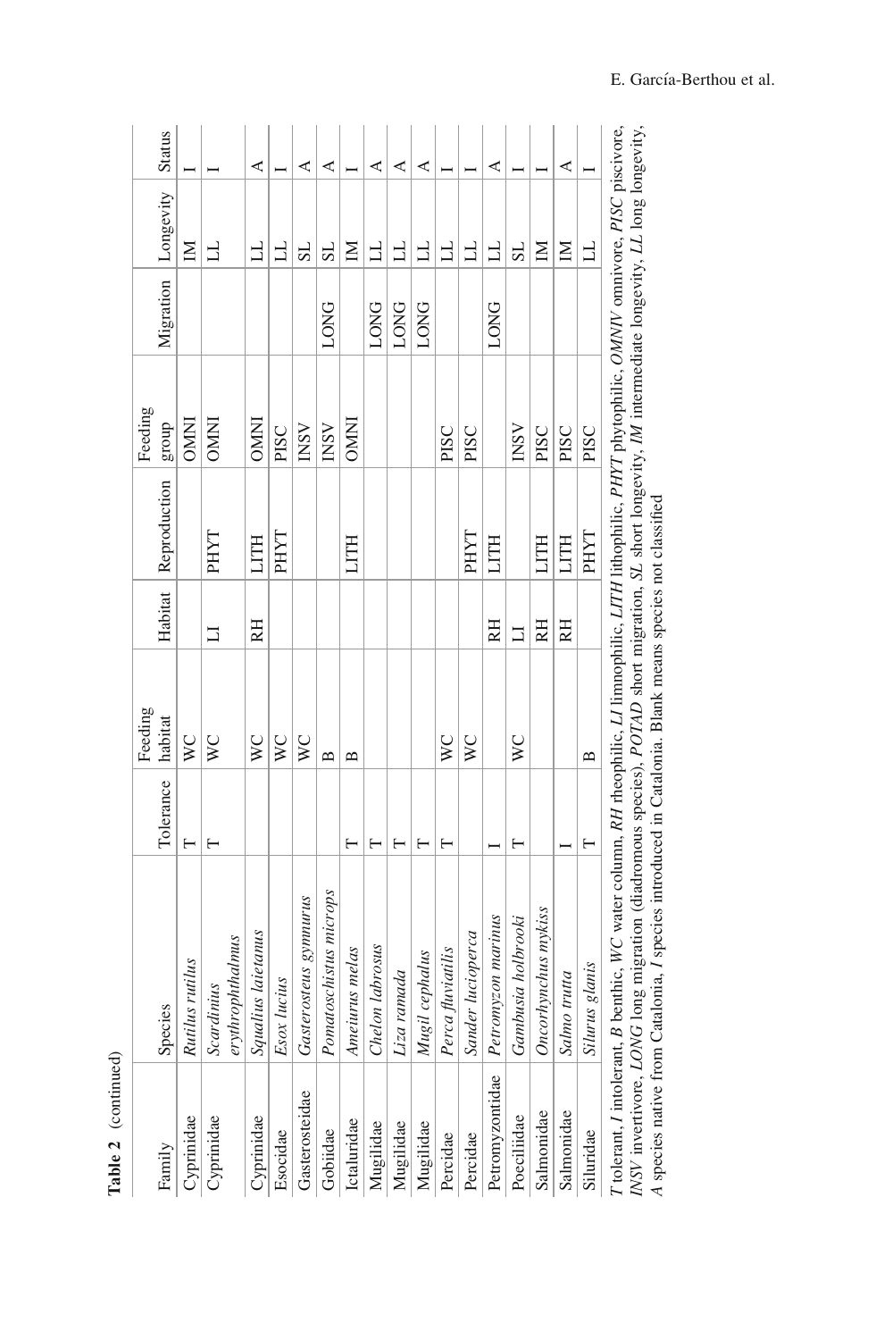**Table 2** (continued)

| Family | Species | Tolerance | Feeding habitat | Habitat | Reproduction | Feeding group | Migration | Longevity | Status |
|---|---|---|---|---|---|---|---|---|---|
| Cyprinidae | *Rutilus rutilus* | T | WC | | | OMNI | | IM | I |
| Cyprinidae | *Scardinius erythrophthalmus* | T | WC | LI | PHYT | OMNI | | LL | I |
| Cyprinidae | *Squalius laietanus* | | WC | RH | LITH | OMNI | | LL | A |
| Esocidae | *Esox lucius* | | WC | | PHYT | PISC | | LL | I |
| Gasterosteidae | *Gasterosteus gymnurus* | | WC | | | INSV | | SL | A |
| Gobiidae | *Pomatoschistus microps* | | B | | | INSV | LONG | SL | A |
| Ictaluridae | *Ameiurus melas* | T | B | | LITH | OMNI | | IM | I |
| Mugilidae | *Chelon labrosus* | T | | | | | LONG | LL | A |
| Mugilidae | *Liza ramada* | T | | | | | LONG | LL | A |
| Mugilidae | *Mugil cephalus* | T | | | | | LONG | LL | A |
| Percidae | *Perca fluviatilis* | T | WC | | | PISC | | LL | I |
| Percidae | *Sander lucioperca* | | WC | | PHYT | PISC | | LL | I |
| Petromyzontidae | *Petromyzon marinus* | I | | RH | LITH | | LONG | LL | A |
| Poeciliidae | *Gambusia holbrooki* | T | WC | LI | | INSV | | SL | I |
| Salmonidae | *Oncorhynchus mykiss* | | | RH | LITH | PISC | | IM | I |
| Salmonidae | *Salmo trutta* | I | | RH | LITH | PISC | | IM | A |
| Siluridae | *Silurus glanis* | T | B | | PHYT | PISC | | LL | I |

*T* tolerant, *I* intolerant, *B* benthic, *WC* water column, *RH* rheophilic, *LI* limnophilic, *LITH* lithophilic, *PHYT* phytophilic, *OMNIV* omnivore, *PISC* piscivore, *INSV* invertivore, *LONG* long migration (diadromous species), *POTAD* short migration, *SL* short longevity, *IM* intermediate longevity, *LL* long longevity, *A* species native from Catalonia, *I* species introduced in Catalonia. Blank means species not classified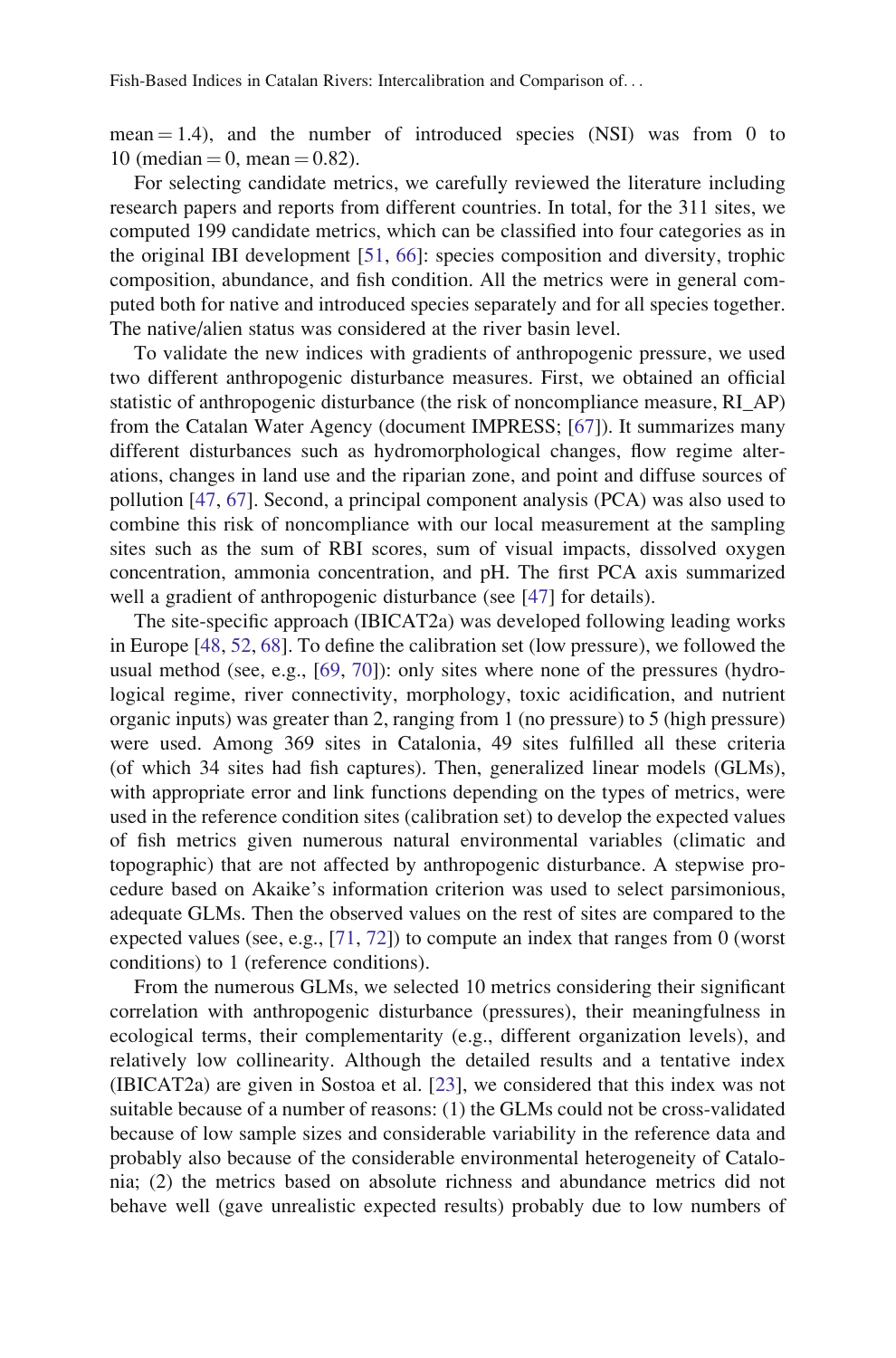mean = 1.4), and the number of introduced species (NSI) was from 0 to 10 (median = 0, mean = 0.82).

For selecting candidate metrics, we carefully reviewed the literature including research papers and reports from different countries. In total, for the 311 sites, we computed 199 candidate metrics, which can be classified into four categories as in the original IBI development [51, 66]: species composition and diversity, trophic composition, abundance, and fish condition. All the metrics were in general computed both for native and introduced species separately and for all species together. The native/alien status was considered at the river basin level.

To validate the new indices with gradients of anthropogenic pressure, we used two different anthropogenic disturbance measures. First, we obtained an official statistic of anthropogenic disturbance (the risk of noncompliance measure, RI_AP) from the Catalan Water Agency (document IMPRESS; [67]). It summarizes many different disturbances such as hydromorphological changes, flow regime alterations, changes in land use and the riparian zone, and point and diffuse sources of pollution [47, 67]. Second, a principal component analysis (PCA) was also used to combine this risk of noncompliance with our local measurement at the sampling sites such as the sum of RBI scores, sum of visual impacts, dissolved oxygen concentration, ammonia concentration, and pH. The first PCA axis summarized well a gradient of anthropogenic disturbance (see [47] for details).

The site-specific approach (IBICAT2a) was developed following leading works in Europe [48, 52, 68]. To define the calibration set (low pressure), we followed the usual method (see, e.g., [69, 70]): only sites where none of the pressures (hydrological regime, river connectivity, morphology, toxic acidification, and nutrient organic inputs) was greater than 2, ranging from 1 (no pressure) to 5 (high pressure) were used. Among 369 sites in Catalonia, 49 sites fulfilled all these criteria (of which 34 sites had fish captures). Then, generalized linear models (GLMs), with appropriate error and link functions depending on the types of metrics, were used in the reference condition sites (calibration set) to develop the expected values of fish metrics given numerous natural environmental variables (climatic and topographic) that are not affected by anthropogenic disturbance. A stepwise procedure based on Akaike's information criterion was used to select parsimonious, adequate GLMs. Then the observed values on the rest of sites are compared to the expected values (see, e.g., [71, 72]) to compute an index that ranges from 0 (worst conditions) to 1 (reference conditions).

From the numerous GLMs, we selected 10 metrics considering their significant correlation with anthropogenic disturbance (pressures), their meaningfulness in ecological terms, their complementarity (e.g., different organization levels), and relatively low collinearity. Although the detailed results and a tentative index (IBICAT2a) are given in Sostoa et al. [23], we considered that this index was not suitable because of a number of reasons: (1) the GLMs could not be cross-validated because of low sample sizes and considerable variability in the reference data and probably also because of the considerable environmental heterogeneity of Catalonia; (2) the metrics based on absolute richness and abundance metrics did not behave well (gave unrealistic expected results) probably due to low numbers of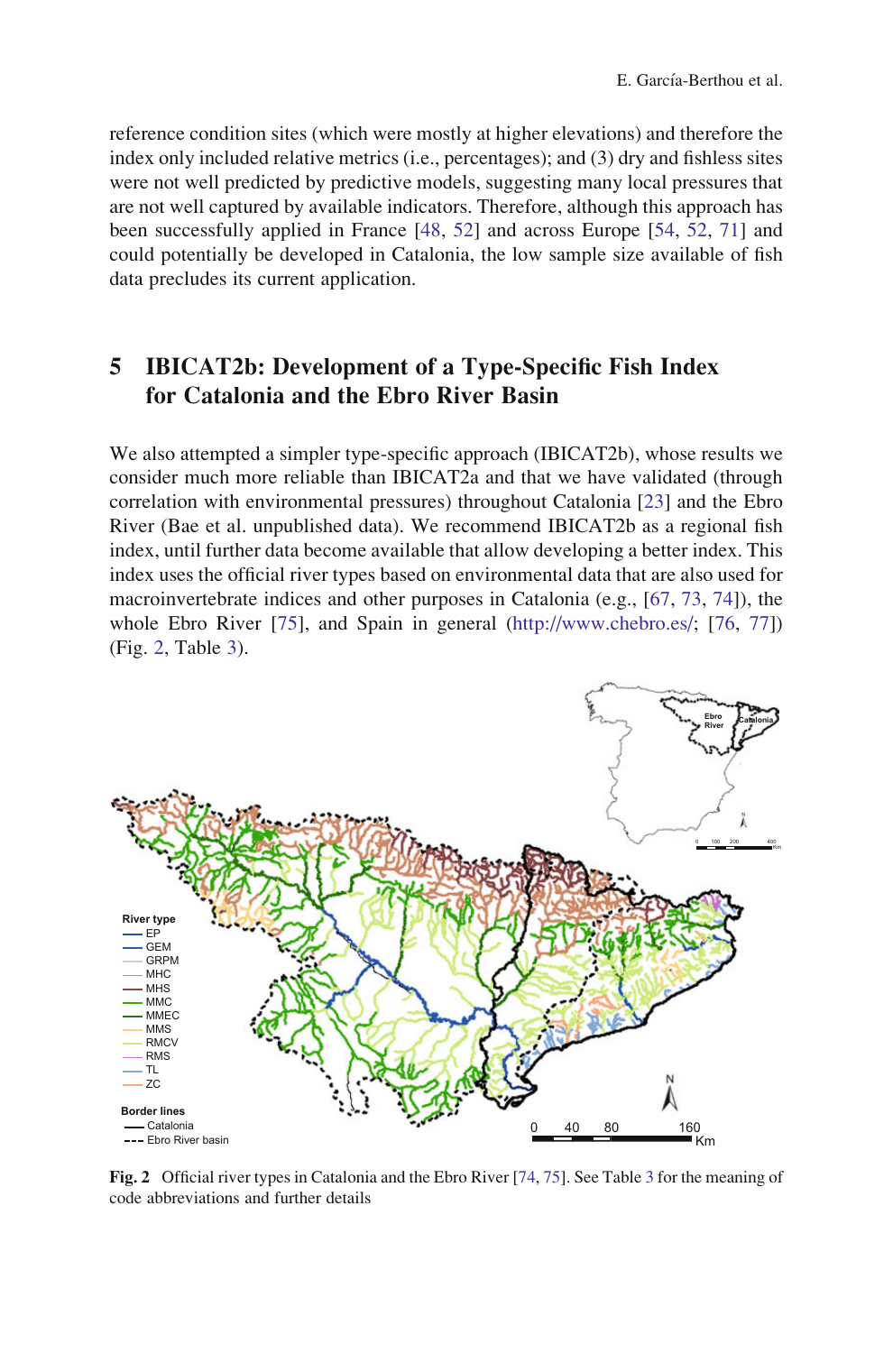reference condition sites (which were mostly at higher elevations) and therefore the index only included relative metrics (i.e., percentages); and (3) dry and fishless sites were not well predicted by predictive models, suggesting many local pressures that are not well captured by available indicators. Therefore, although this approach has been successfully applied in France [48, 52] and across Europe [54, 52, 71] and could potentially be developed in Catalonia, the low sample size available of fish data precludes its current application.

## 5 IBICAT2b: Development of a Type-Specific Fish Index for Catalonia and the Ebro River Basin

We also attempted a simpler type-specific approach (IBICAT2b), whose results we consider much more reliable than IBICAT2a and that we have validated (through correlation with environmental pressures) throughout Catalonia [23] and the Ebro River (Bae et al. unpublished data). We recommend IBICAT2b as a regional fish index, until further data become available that allow developing a better index. This index uses the official river types based on environmental data that are also used for macroinvertebrate indices and other purposes in Catalonia (e.g., [67, 73, 74]), the whole Ebro River [75], and Spain in general (http://www.chebro.es/; [76, 77]) (Fig. 2, Table 3).

**Fig. 2** Official river types in Catalonia and the Ebro River [74, 75]. See Table 3 for the meaning of code abbreviations and further details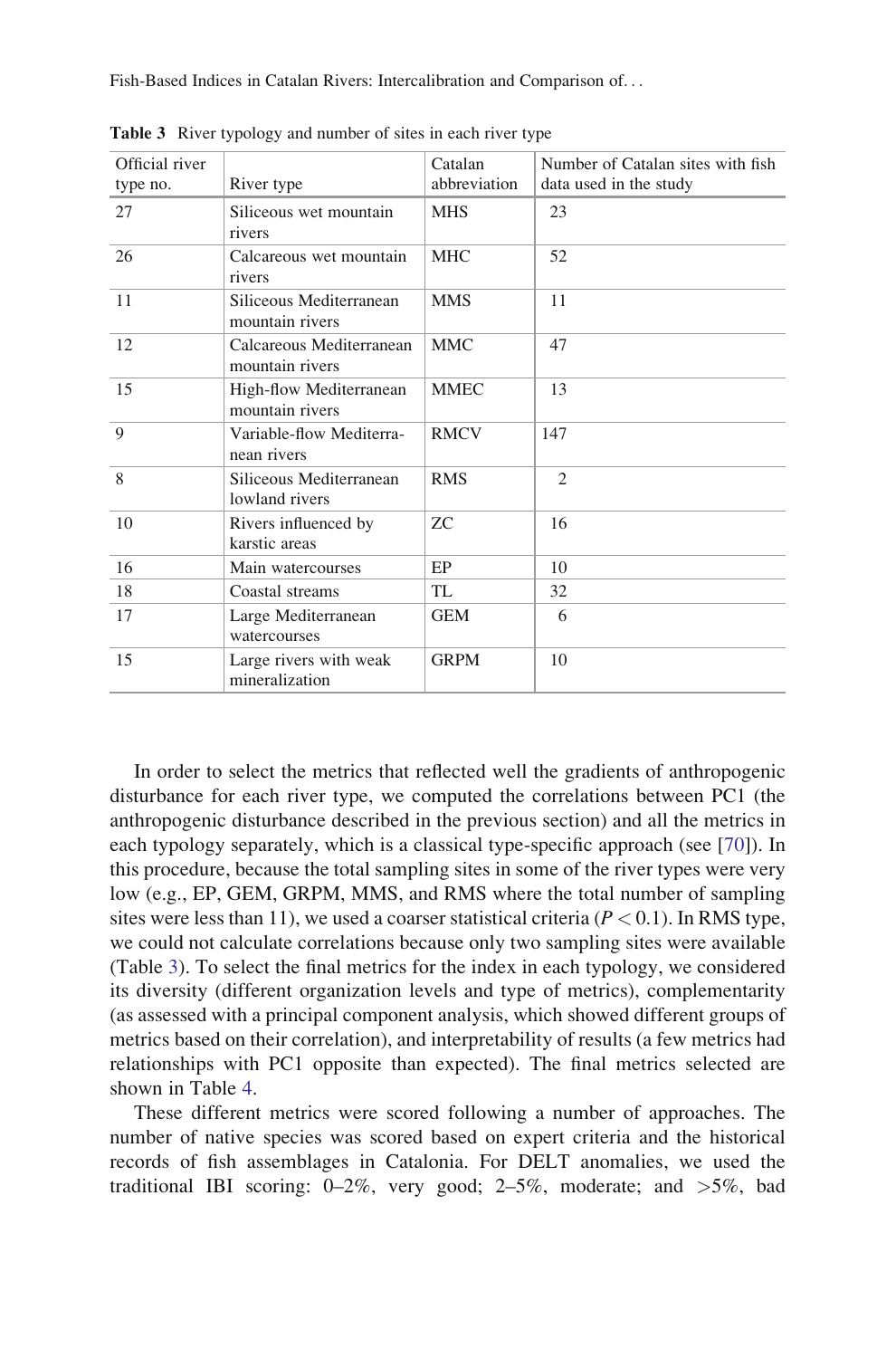**Table 3** River typology and number of sites in each river type

| Official river type no. | River type | Catalan abbreviation | Number of Catalan sites with fish data used in the study |
|---|---|---|---|
| 27 | Siliceous wet mountain rivers | MHS | 23 |
| 26 | Calcareous wet mountain rivers | MHC | 52 |
| 11 | Siliceous Mediterranean mountain rivers | MMS | 11 |
| 12 | Calcareous Mediterranean mountain rivers | MMC | 47 |
| 15 | High-flow Mediterranean mountain rivers | MMEC | 13 |
| 9 | Variable-flow Mediterranean rivers | RMCV | 147 |
| 8 | Siliceous Mediterranean lowland rivers | RMS | 2 |
| 10 | Rivers influenced by karstic areas | ZC | 16 |
| 16 | Main watercourses | EP | 10 |
| 18 | Coastal streams | TL | 32 |
| 17 | Large Mediterranean watercourses | GEM | 6 |
| 15 | Large rivers with weak mineralization | GRPM | 10 |

In order to select the metrics that reflected well the gradients of anthropogenic disturbance for each river type, we computed the correlations between PC1 (the anthropogenic disturbance described in the previous section) and all the metrics in each typology separately, which is a classical type-specific approach (see [70]). In this procedure, because the total sampling sites in some of the river types were very low (e.g., EP, GEM, GRPM, MMS, and RMS where the total number of sampling sites were less than 11), we used a coarser statistical criteria ($P < 0.1$). In RMS type, we could not calculate correlations because only two sampling sites were available (Table 3). To select the final metrics for the index in each typology, we considered its diversity (different organization levels and type of metrics), complementarity (as assessed with a principal component analysis, which showed different groups of metrics based on their correlation), and interpretability of results (a few metrics had relationships with PC1 opposite than expected). The final metrics selected are shown in Table 4.

These different metrics were scored following a number of approaches. The number of native species was scored based on expert criteria and the historical records of fish assemblages in Catalonia. For DELT anomalies, we used the traditional IBI scoring: 0–2%, very good; 2–5%, moderate; and >5%, bad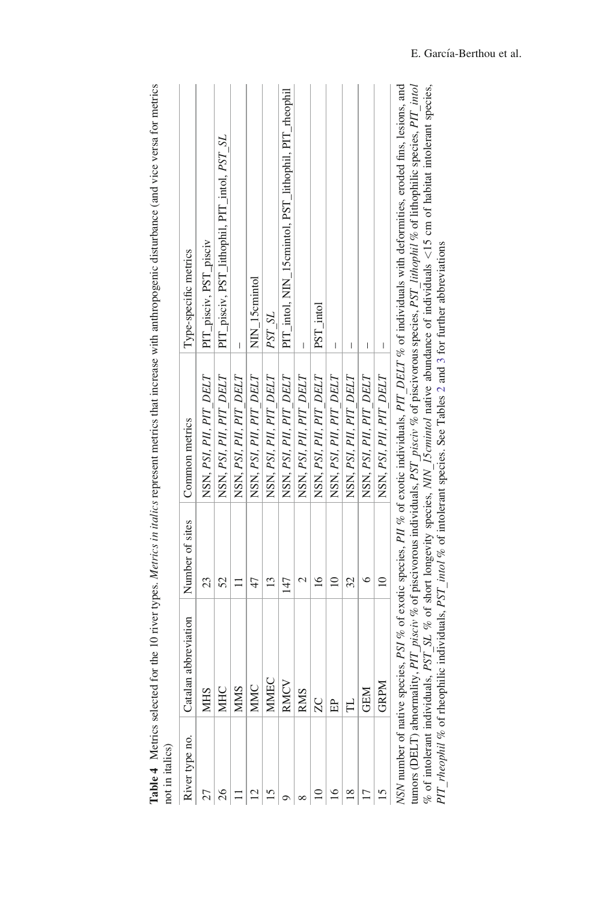**Table 4** Metrics selected for the 10 river types. *Metrics in italics* represent metrics that increase with anthropogenic disturbance (and vice versa for metrics not in italics)

| River type no. | Catalan abbreviation | Number of sites | Common metrics | Type-specific metrics |
|---|---|---|---|---|
| 27 | MHS | 23 | NSN, *PSI*, *PII*, *PIT_DELT* | PIT_pisciv, PST_pisciv |
| 26 | MHC | 52 | NSN, *PSI*, *PII*, *PIT_DELT* | PIT_pisciv, PST_lithophil, PIT_intol, *PST_SL* |
| 11 | MMS | 11 | NSN, *PSI*, *PII*, *PIT_DELT* | – |
| 12 | MMC | 47 | NSN, *PSI*, *PII*, *PIT_DELT* | NIN_15cmintol |
| 15 | MMEC | 13 | NSN, *PSI*, *PII*, *PIT_DELT* | *PST_SL* |
| 9 | RMCV | 147 | NSN, *PSI*, *PII*, *PIT_DELT* | PIT_intol, NIN_15cmintol, PST_lithophil, PIT_rheophil |
| 8 | RMS | 2 | NSN, *PSI*, *PII*, *PIT_DELT* | – |
| 10 | ZC | 16 | NSN, *PSI*, *PII*, *PIT_DELT* | PST_intol |
| 16 | EP | 10 | NSN, *PSI*, *PII*, *PIT_DELT* | – |
| 18 | TL | 32 | NSN, *PSI*, *PII*, *PIT_DELT* | – |
| 17 | GEM | 6 | NSN, *PSI*, *PII*, *PIT_DELT* | – |
| 15 | GRPM | 10 | NSN, *PSI*, *PII*, *PIT_DELT* | – |

*NSN* number of native species, *PSI* % of exotic species, *PII* % of exotic individuals, *PIT_DELT* % of individuals with deformities, eroded fins, lesions, and tumors (DELT) abnormality, *PIT_pisciv* % of piscivorous individuals, *PST_pisciv* % of piscivorous species, *PST_lithophil* % of lithophilic species, *PIT_intol* % of intolerant individuals, *PST_SL* % of short longevity species, *NIN_15cmintol* native abundance of individuals <15 cm of habitat intolerant species, *PIT_rheophil* % of rheophilic individuals, *PST_intol* % of intolerant species. See Tables 2 and 3 for further abbreviations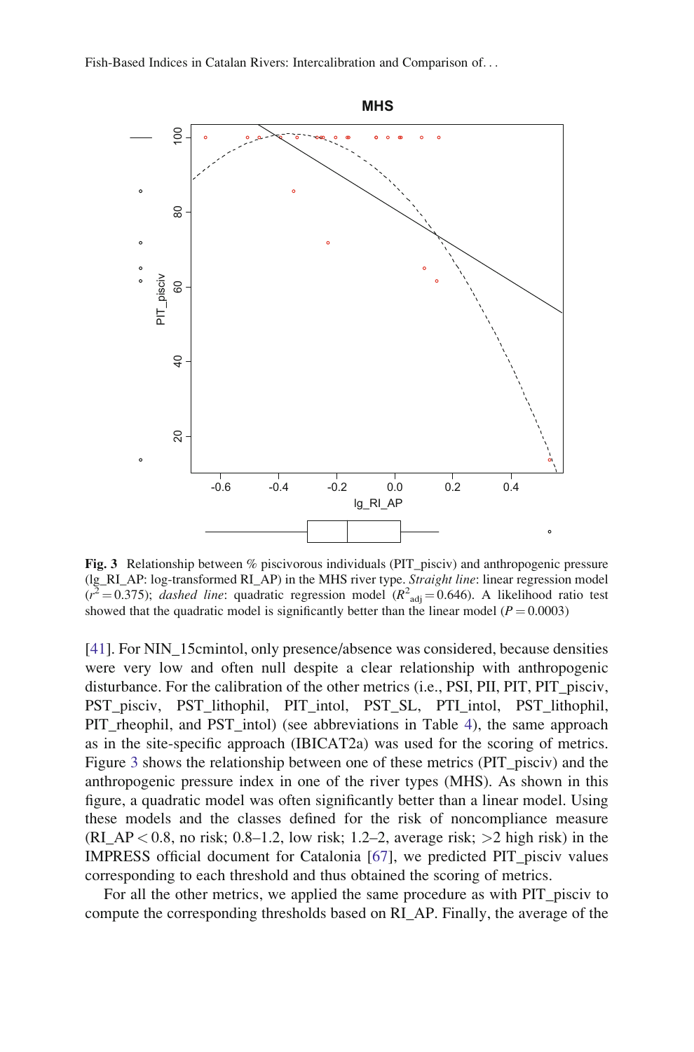**Fig. 3** Relationship between % piscivorous individuals (PIT_pisciv) and anthropogenic pressure (lg_RI_AP: log-transformed RI_AP) in the MHS river type. *Straight line*: linear regression model ($r^2 = 0.375$); *dashed line*: quadratic regression model ($R^2_{adj} = 0.646$). A likelihood ratio test showed that the quadratic model is significantly better than the linear model ($P = 0.0003$)

[41]. For NIN_15cmintol, only presence/absence was considered, because densities were very low and often null despite a clear relationship with anthropogenic disturbance. For the calibration of the other metrics (i.e., PSI, PII, PIT, PIT_pisciv, PST_pisciv, PST_lithophil, PIT_intol, PST_SL, PTI_intol, PST_lithophil, PIT_rheophil, and PST_intol) (see abbreviations in Table 4), the same approach as in the site-specific approach (IBICAT2a) was used for the scoring of metrics. Figure 3 shows the relationship between one of these metrics (PIT_pisciv) and the anthropogenic pressure index in one of the river types (MHS). As shown in this figure, a quadratic model was often significantly better than a linear model. Using these models and the classes defined for the risk of noncompliance measure (RI_AP < 0.8, no risk; 0.8–1.2, low risk; 1.2–2, average risk; >2 high risk) in the IMPRESS official document for Catalonia [67], we predicted PIT_pisciv values corresponding to each threshold and thus obtained the scoring of metrics.

For all the other metrics, we applied the same procedure as with PIT_pisciv to compute the corresponding thresholds based on RI_AP. Finally, the average of the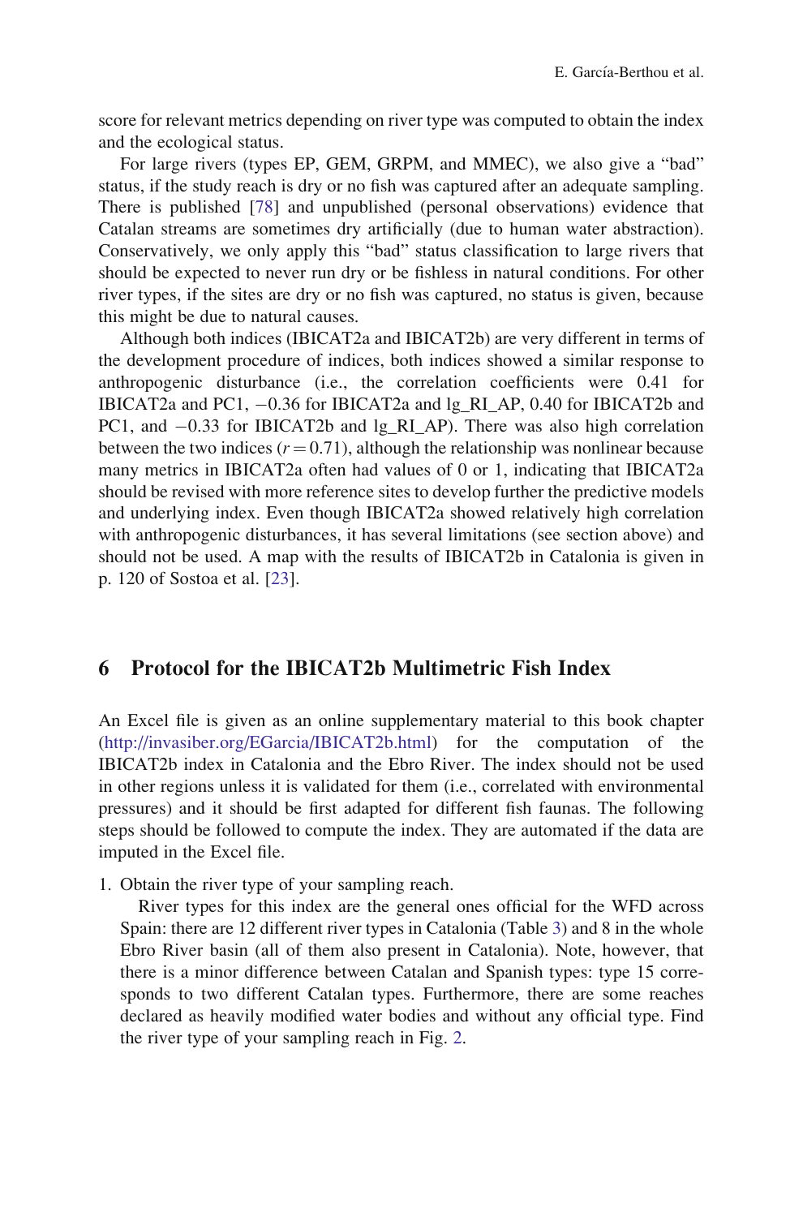score for relevant metrics depending on river type was computed to obtain the index and the ecological status.

For large rivers (types EP, GEM, GRPM, and MMEC), we also give a "bad" status, if the study reach is dry or no fish was captured after an adequate sampling. There is published [78] and unpublished (personal observations) evidence that Catalan streams are sometimes dry artificially (due to human water abstraction). Conservatively, we only apply this "bad" status classification to large rivers that should be expected to never run dry or be fishless in natural conditions. For other river types, if the sites are dry or no fish was captured, no status is given, because this might be due to natural causes.

Although both indices (IBICAT2a and IBICAT2b) are very different in terms of the development procedure of indices, both indices showed a similar response to anthropogenic disturbance (i.e., the correlation coefficients were 0.41 for IBICAT2a and PC1, −0.36 for IBICAT2a and lg_RI_AP, 0.40 for IBICAT2b and PC1, and −0.33 for IBICAT2b and lg_RI_AP). There was also high correlation between the two indices ($r = 0.71$), although the relationship was nonlinear because many metrics in IBICAT2a often had values of 0 or 1, indicating that IBICAT2a should be revised with more reference sites to develop further the predictive models and underlying index. Even though IBICAT2a showed relatively high correlation with anthropogenic disturbances, it has several limitations (see section above) and should not be used. A map with the results of IBICAT2b in Catalonia is given in p. 120 of Sostoa et al. [23].

## 6 Protocol for the IBICAT2b Multimetric Fish Index

An Excel file is given as an online supplementary material to this book chapter (http://invasiber.org/EGarcia/IBICAT2b.html) for the computation of the IBICAT2b index in Catalonia and the Ebro River. The index should not be used in other regions unless it is validated for them (i.e., correlated with environmental pressures) and it should be first adapted for different fish faunas. The following steps should be followed to compute the index. They are automated if the data are imputed in the Excel file.

1. Obtain the river type of your sampling reach.

   River types for this index are the general ones official for the WFD across Spain: there are 12 different river types in Catalonia (Table 3) and 8 in the whole Ebro River basin (all of them also present in Catalonia). Note, however, that there is a minor difference between Catalan and Spanish types: type 15 corresponds to two different Catalan types. Furthermore, there are some reaches declared as heavily modified water bodies and without any official type. Find the river type of your sampling reach in Fig. 2.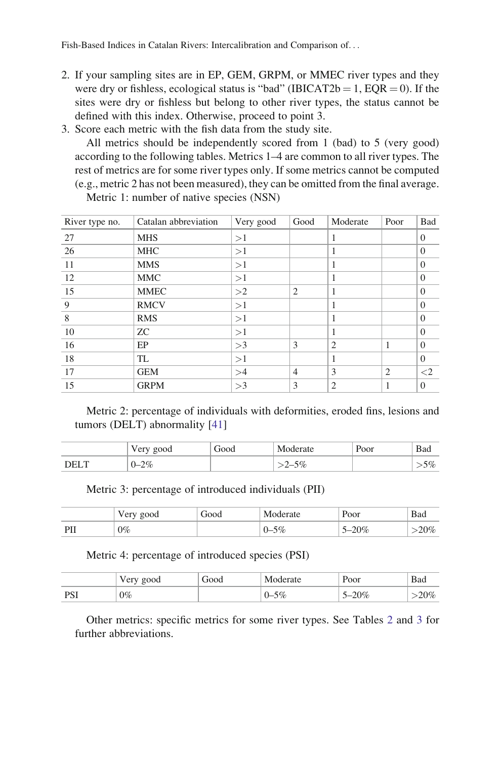2. If your sampling sites are in EP, GEM, GRPM, or MMEC river types and they were dry or fishless, ecological status is "bad" (IBICAT2b = 1, EQR = 0). If the sites were dry or fishless but belong to other river types, the status cannot be defined with this index. Otherwise, proceed to point 3.
3. Score each metric with the fish data from the study site.

   All metrics should be independently scored from 1 (bad) to 5 (very good) according to the following tables. Metrics 1–4 are common to all river types. The rest of metrics are for some river types only. If some metrics cannot be computed (e.g., metric 2 has not been measured), they can be omitted from the final average.

   Metric 1: number of native species (NSN)

| River type no. | Catalan abbreviation | Very good | Good | Moderate | Poor | Bad |
|---|---|---|---|---|---|---|
| 27 | MHS | >1 | | 1 | | 0 |
| 26 | MHC | >1 | | 1 | | 0 |
| 11 | MMS | >1 | | 1 | | 0 |
| 12 | MMC | >1 | | 1 | | 0 |
| 15 | MMEC | >2 | 2 | 1 | | 0 |
| 9 | RMCV | >1 | | 1 | | 0 |
| 8 | RMS | >1 | | 1 | | 0 |
| 10 | ZC | >1 | | 1 | | 0 |
| 16 | EP | >3 | 3 | 2 | 1 | 0 |
| 18 | TL | >1 | | 1 | | 0 |
| 17 | GEM | >4 | 4 | 3 | 2 | <2 |
| 15 | GRPM | >3 | 3 | 2 | 1 | 0 |

   Metric 2: percentage of individuals with deformities, eroded fins, lesions and tumors (DELT) abnormality [41]

| | Very good | Good | Moderate | Poor | Bad |
|---|---|---|---|---|---|
| DELT | 0–2% | | >2–5% | | >5% |

   Metric 3: percentage of introduced individuals (PII)

| | Very good | Good | Moderate | Poor | Bad |
|---|---|---|---|---|---|
| PII | 0% | | 0–5% | 5–20% | >20% |

   Metric 4: percentage of introduced species (PSI)

| | Very good | Good | Moderate | Poor | Bad |
|---|---|---|---|---|---|
| PSI | 0% | | 0–5% | 5–20% | >20% |

   Other metrics: specific metrics for some river types. See Tables 2 and 3 for further abbreviations.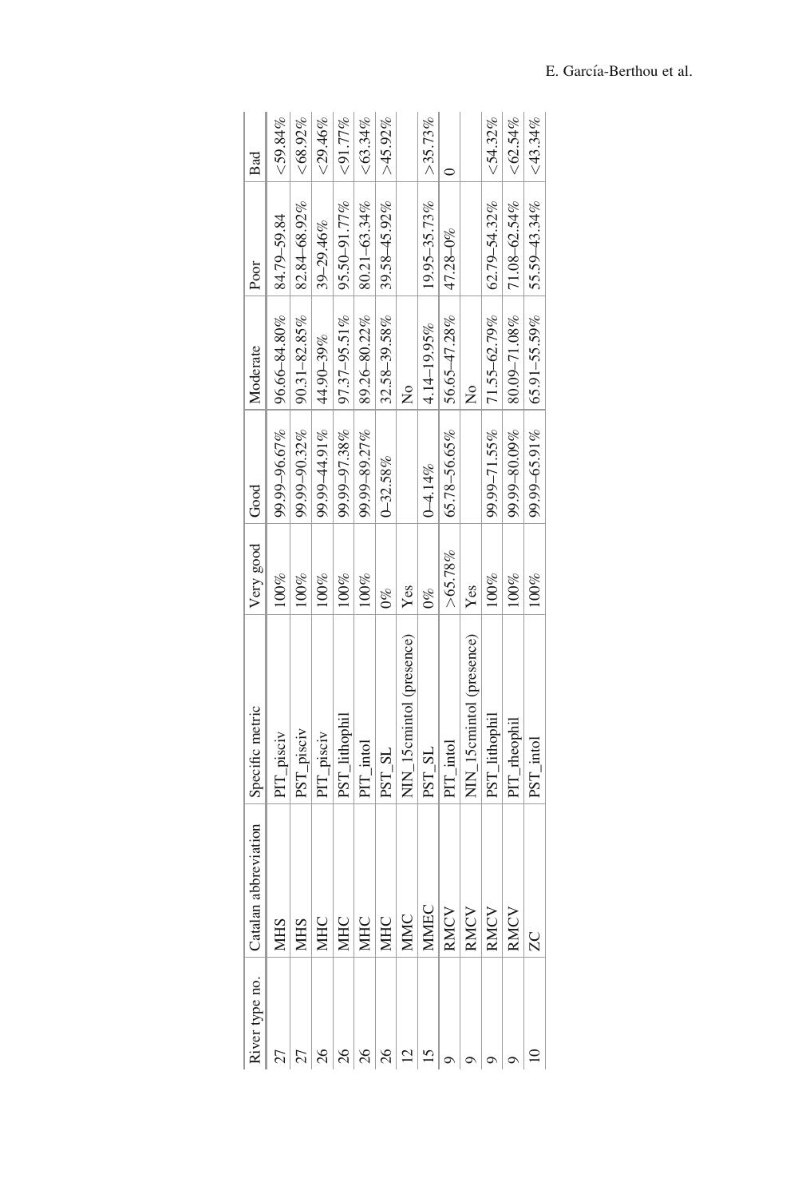| River type no. | Catalan abbreviation | Specific metric | Very good | Good | Moderate | Poor | Bad |
|---|---|---|---|---|---|---|---|
| 27 | MHS | PIT_pisciv | 100% | 99.99–96.67% | 96.66–84.80% | 84.79–59.84 | <59.84% |
| 27 | MHS | PST_pisciv | 100% | 99.99–90.32% | 90.31–82.85% | 82.84–68.92% | <68.92% |
| 26 | MHC | PIT_pisciv | 100% | 99.99–44.91% | 44.90–39% | 39–29.46% | <29.46% |
| 26 | MHC | PST_lithophil | 100% | 99.99–97.38% | 97.37–95.51% | 95.50–91.77% | <91.77% |
| 26 | MHC | PIT_intol | 100% | 99.99–89.27% | 89.26–80.22% | 80.21–63.34% | <63.34% |
| 26 | MHC | PST_SL | 0% | 0–32.58% | 32.58–39.58% | 39.58–45.92% | >45.92% |
| 12 | MMC | NIN_15cmintol (presence) | Yes | | No | | |
| 15 | MMEC | PST_SL | 0% | 0–4.14% | 4.14–19.95% | 19.95–35.73% | >35.73% |
| 9 | RMCV | PIT_intol | >65.78% | 65.78–56.65% | 56.65–47.28% | 47.28–0% | 0 |
| 9 | RMCV | NIN_15cmintol (presence) | Yes | | No | | |
| 9 | RMCV | PST_lithophil | 100% | 99.99–71.55% | 71.55–62.79% | 62.79–54.32% | <54.32% |
| 9 | RMCV | PIT_rheophil | 100% | 99.99–80.09% | 80.09–71.08% | 71.08–62.54% | <62.54% |
| 10 | ZC | PST_intol | 100% | 99.99–65.91% | 65.91–55.59% | 55.59–43.34% | <43.34% |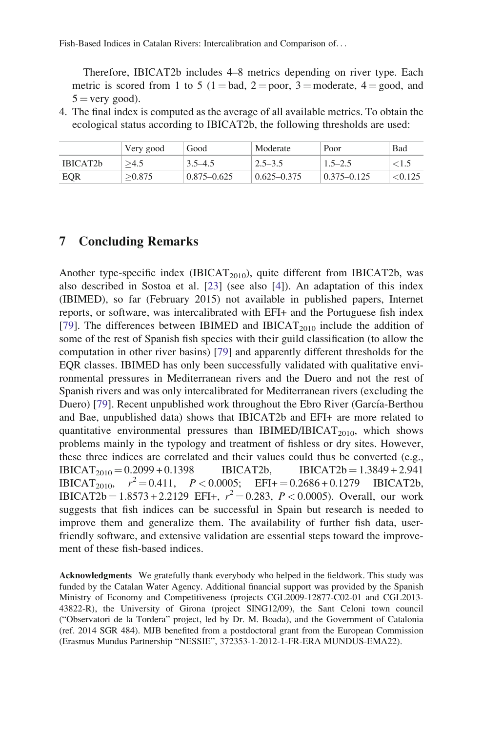Therefore, IBICAT2b includes 4–8 metrics depending on river type. Each metric is scored from 1 to 5 (1 = bad, 2 = poor, 3 = moderate, 4 = good, and 5 = very good).

4. The final index is computed as the average of all available metrics. To obtain the ecological status according to IBICAT2b, the following thresholds are used:

| | Very good | Good | Moderate | Poor | Bad |
|---|---|---|---|---|---|
| IBICAT2b | ≥4.5 | 3.5–4.5 | 2.5–3.5 | 1.5–2.5 | <1.5 |
| EQR | ≥0.875 | 0.875–0.625 | 0.625–0.375 | 0.375–0.125 | <0.125 |

## 7 Concluding Remarks

Another type-specific index ($IBICAT_{2010}$), quite different from IBICAT2b, was also described in Sostoa et al. [23] (see also [4]). An adaptation of this index (IBIMED), so far (February 2015) not available in published papers, Internet reports, or software, was intercalibrated with EFI+ and the Portuguese fish index [79]. The differences between IBIMED and $IBICAT_{2010}$ include the addition of some of the rest of Spanish fish species with their guild classification (to allow the computation in other river basins) [79] and apparently different thresholds for the EQR classes. IBIMED has only been successfully validated with qualitative environmental pressures in Mediterranean rivers and the Duero and not the rest of Spanish rivers and was only intercalibrated for Mediterranean rivers (excluding the Duero) [79]. Recent unpublished work throughout the Ebro River (García-Berthou and Bae, unpublished data) shows that IBICAT2b and EFI+ are more related to quantitative environmental pressures than IBIMED/$IBICAT_{2010}$, which shows problems mainly in the typology and treatment of fishless or dry sites. However, these three indices are correlated and their values could thus be converted (e.g., $IBICAT_{2010} = 0.2099 + 0.1398$ IBICAT2b, $IBICAT2b = 1.3849 + 2.941$ $IBICAT_{2010}$, $r^2 = 0.411$, $P < 0.0005$; $EFI+ = 0.2686 + 0.1279$ IBICAT2b, $IBICAT2b = 1.8573 + 2.2129$ EFI+, $r^2 = 0.283$, $P < 0.0005$). Overall, our work suggests that fish indices can be successful in Spain but research is needed to improve them and generalize them. The availability of further fish data, user-friendly software, and extensive validation are essential steps toward the improvement of these fish-based indices.

**Acknowledgments** We gratefully thank everybody who helped in the fieldwork. This study was funded by the Catalan Water Agency. Additional financial support was provided by the Spanish Ministry of Economy and Competitiveness (projects CGL2009-12877-C02-01 and CGL2013-43822-R), the University of Girona (project SING12/09), the Sant Celoni town council ("Observatori de la Tordera" project, led by Dr. M. Boada), and the Government of Catalonia (ref. 2014 SGR 484). MJB benefited from a postdoctoral grant from the European Commission (Erasmus Mundus Partnership "NESSIE", 372353-1-2012-1-FR-ERA MUNDUS-EMA22).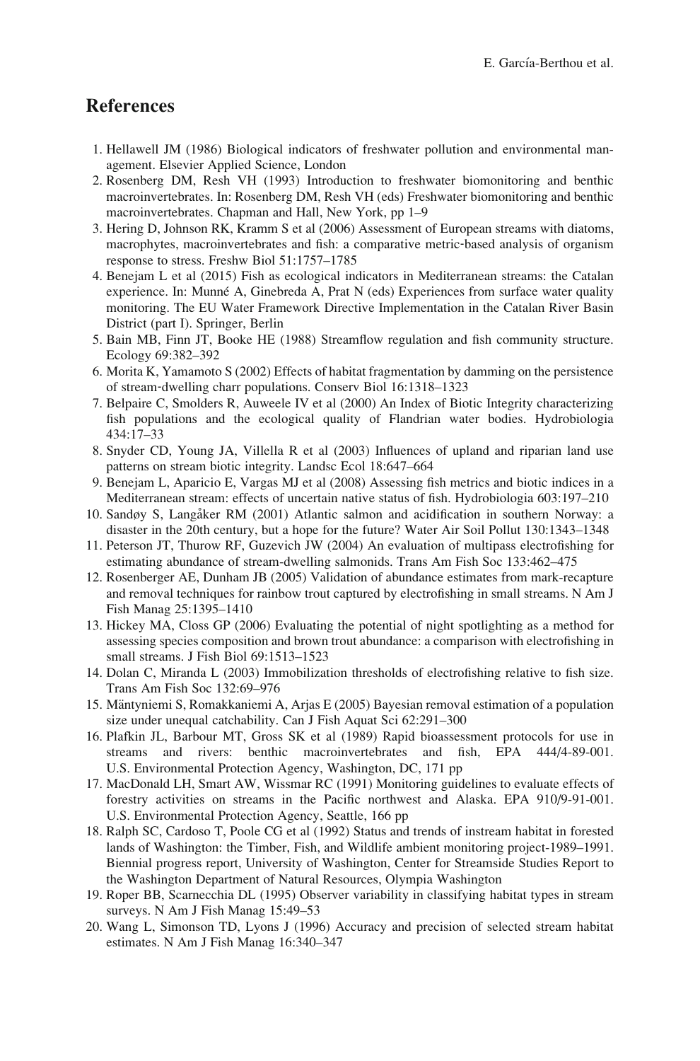## References

1. Hellawell JM (1986) Biological indicators of freshwater pollution and environmental management. Elsevier Applied Science, London
2. Rosenberg DM, Resh VH (1993) Introduction to freshwater biomonitoring and benthic macroinvertebrates. In: Rosenberg DM, Resh VH (eds) Freshwater biomonitoring and benthic macroinvertebrates. Chapman and Hall, New York, pp 1–9
3. Hering D, Johnson RK, Kramm S et al (2006) Assessment of European streams with diatoms, macrophytes, macroinvertebrates and fish: a comparative metric-based analysis of organism response to stress. Freshw Biol 51:1757–1785
4. Benejam L et al (2015) Fish as ecological indicators in Mediterranean streams: the Catalan experience. In: Munné A, Ginebreda A, Prat N (eds) Experiences from surface water quality monitoring. The EU Water Framework Directive Implementation in the Catalan River Basin District (part I). Springer, Berlin
5. Bain MB, Finn JT, Booke HE (1988) Streamflow regulation and fish community structure. Ecology 69:382–392
6. Morita K, Yamamoto S (2002) Effects of habitat fragmentation by damming on the persistence of stream-dwelling charr populations. Conserv Biol 16:1318–1323
7. Belpaire C, Smolders R, Auweele IV et al (2000) An Index of Biotic Integrity characterizing fish populations and the ecological quality of Flandrian water bodies. Hydrobiologia 434:17–33
8. Snyder CD, Young JA, Villella R et al (2003) Influences of upland and riparian land use patterns on stream biotic integrity. Landsc Ecol 18:647–664
9. Benejam L, Aparicio E, Vargas MJ et al (2008) Assessing fish metrics and biotic indices in a Mediterranean stream: effects of uncertain native status of fish. Hydrobiologia 603:197–210
10. Sandøy S, Langåker RM (2001) Atlantic salmon and acidification in southern Norway: a disaster in the 20th century, but a hope for the future? Water Air Soil Pollut 130:1343–1348
11. Peterson JT, Thurow RF, Guzevich JW (2004) An evaluation of multipass electrofishing for estimating abundance of stream-dwelling salmonids. Trans Am Fish Soc 133:462–475
12. Rosenberger AE, Dunham JB (2005) Validation of abundance estimates from mark-recapture and removal techniques for rainbow trout captured by electrofishing in small streams. N Am J Fish Manag 25:1395–1410
13. Hickey MA, Closs GP (2006) Evaluating the potential of night spotlighting as a method for assessing species composition and brown trout abundance: a comparison with electrofishing in small streams. J Fish Biol 69:1513–1523
14. Dolan C, Miranda L (2003) Immobilization thresholds of electrofishing relative to fish size. Trans Am Fish Soc 132:69–976
15. Mäntyniemi S, Romakkaniemi A, Arjas E (2005) Bayesian removal estimation of a population size under unequal catchability. Can J Fish Aquat Sci 62:291–300
16. Plafkin JL, Barbour MT, Gross SK et al (1989) Rapid bioassessment protocols for use in streams and rivers: benthic macroinvertebrates and fish, EPA 444/4-89-001. U.S. Environmental Protection Agency, Washington, DC, 171 pp
17. MacDonald LH, Smart AW, Wissmar RC (1991) Monitoring guidelines to evaluate effects of forestry activities on streams in the Pacific northwest and Alaska. EPA 910/9-91-001. U.S. Environmental Protection Agency, Seattle, 166 pp
18. Ralph SC, Cardoso T, Poole CG et al (1992) Status and trends of instream habitat in forested lands of Washington: the Timber, Fish, and Wildlife ambient monitoring project-1989–1991. Biennial progress report, University of Washington, Center for Streamside Studies Report to the Washington Department of Natural Resources, Olympia Washington
19. Roper BB, Scarnecchia DL (1995) Observer variability in classifying habitat types in stream surveys. N Am J Fish Manag 15:49–53
20. Wang L, Simonson TD, Lyons J (1996) Accuracy and precision of selected stream habitat estimates. N Am J Fish Manag 16:340–347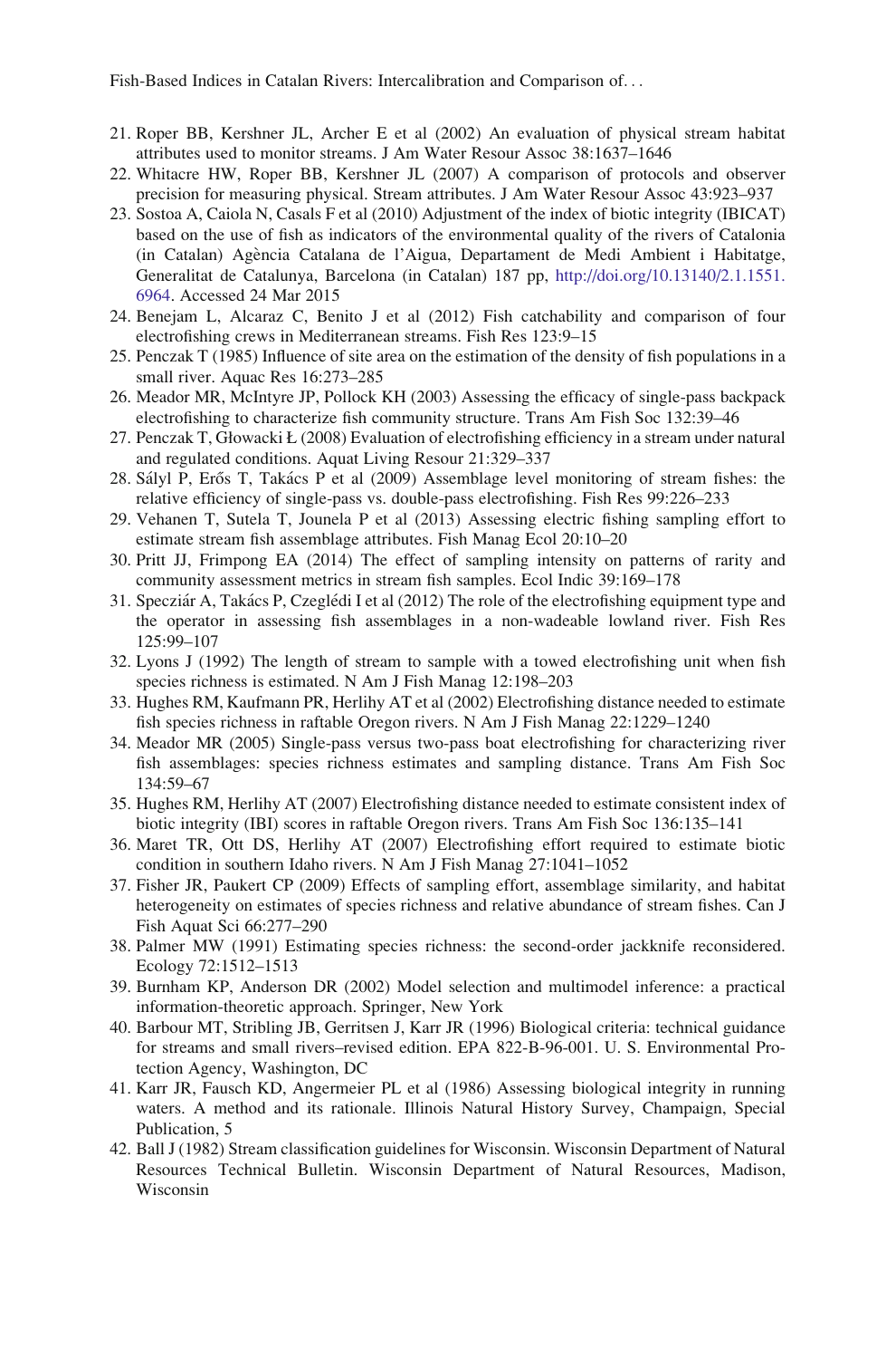21. Roper BB, Kershner JL, Archer E et al (2002) An evaluation of physical stream habitat attributes used to monitor streams. J Am Water Resour Assoc 38:1637–1646
22. Whitacre HW, Roper BB, Kershner JL (2007) A comparison of protocols and observer precision for measuring physical. Stream attributes. J Am Water Resour Assoc 43:923–937
23. Sostoa A, Caiola N, Casals F et al (2010) Adjustment of the index of biotic integrity (IBICAT) based on the use of fish as indicators of the environmental quality of the rivers of Catalonia (in Catalan) Agència Catalana de l'Aigua, Departament de Medi Ambient i Habitatge, Generalitat de Catalunya, Barcelona (in Catalan) 187 pp, http://doi.org/10.13140/2.1.1551.6964. Accessed 24 Mar 2015
24. Benejam L, Alcaraz C, Benito J et al (2012) Fish catchability and comparison of four electrofishing crews in Mediterranean streams. Fish Res 123:9–15
25. Penczak T (1985) Influence of site area on the estimation of the density of fish populations in a small river. Aquac Res 16:273–285
26. Meador MR, McIntyre JP, Pollock KH (2003) Assessing the efficacy of single-pass backpack electrofishing to characterize fish community structure. Trans Am Fish Soc 132:39–46
27. Penczak T, Głowacki Ł (2008) Evaluation of electrofishing efficiency in a stream under natural and regulated conditions. Aquat Living Resour 21:329–337
28. Sályl P, Erős T, Takács P et al (2009) Assemblage level monitoring of stream fishes: the relative efficiency of single-pass vs. double-pass electrofishing. Fish Res 99:226–233
29. Vehanen T, Sutela T, Jounela P et al (2013) Assessing electric fishing sampling effort to estimate stream fish assemblage attributes. Fish Manag Ecol 20:10–20
30. Pritt JJ, Frimpong EA (2014) The effect of sampling intensity on patterns of rarity and community assessment metrics in stream fish samples. Ecol Indic 39:169–178
31. Specziár A, Takács P, Czeglédi I et al (2012) The role of the electrofishing equipment type and the operator in assessing fish assemblages in a non-wadeable lowland river. Fish Res 125:99–107
32. Lyons J (1992) The length of stream to sample with a towed electrofishing unit when fish species richness is estimated. N Am J Fish Manag 12:198–203
33. Hughes RM, Kaufmann PR, Herlihy AT et al (2002) Electrofishing distance needed to estimate fish species richness in raftable Oregon rivers. N Am J Fish Manag 22:1229–1240
34. Meador MR (2005) Single-pass versus two-pass boat electrofishing for characterizing river fish assemblages: species richness estimates and sampling distance. Trans Am Fish Soc 134:59–67
35. Hughes RM, Herlihy AT (2007) Electrofishing distance needed to estimate consistent index of biotic integrity (IBI) scores in raftable Oregon rivers. Trans Am Fish Soc 136:135–141
36. Maret TR, Ott DS, Herlihy AT (2007) Electrofishing effort required to estimate biotic condition in southern Idaho rivers. N Am J Fish Manag 27:1041–1052
37. Fisher JR, Paukert CP (2009) Effects of sampling effort, assemblage similarity, and habitat heterogeneity on estimates of species richness and relative abundance of stream fishes. Can J Fish Aquat Sci 66:277–290
38. Palmer MW (1991) Estimating species richness: the second-order jackknife reconsidered. Ecology 72:1512–1513
39. Burnham KP, Anderson DR (2002) Model selection and multimodel inference: a practical information-theoretic approach. Springer, New York
40. Barbour MT, Stribling JB, Gerritsen J, Karr JR (1996) Biological criteria: technical guidance for streams and small rivers–revised edition. EPA 822-B-96-001. U. S. Environmental Protection Agency, Washington, DC
41. Karr JR, Fausch KD, Angermeier PL et al (1986) Assessing biological integrity in running waters. A method and its rationale. Illinois Natural History Survey, Champaign, Special Publication, 5
42. Ball J (1982) Stream classification guidelines for Wisconsin. Wisconsin Department of Natural Resources Technical Bulletin. Wisconsin Department of Natural Resources, Madison, Wisconsin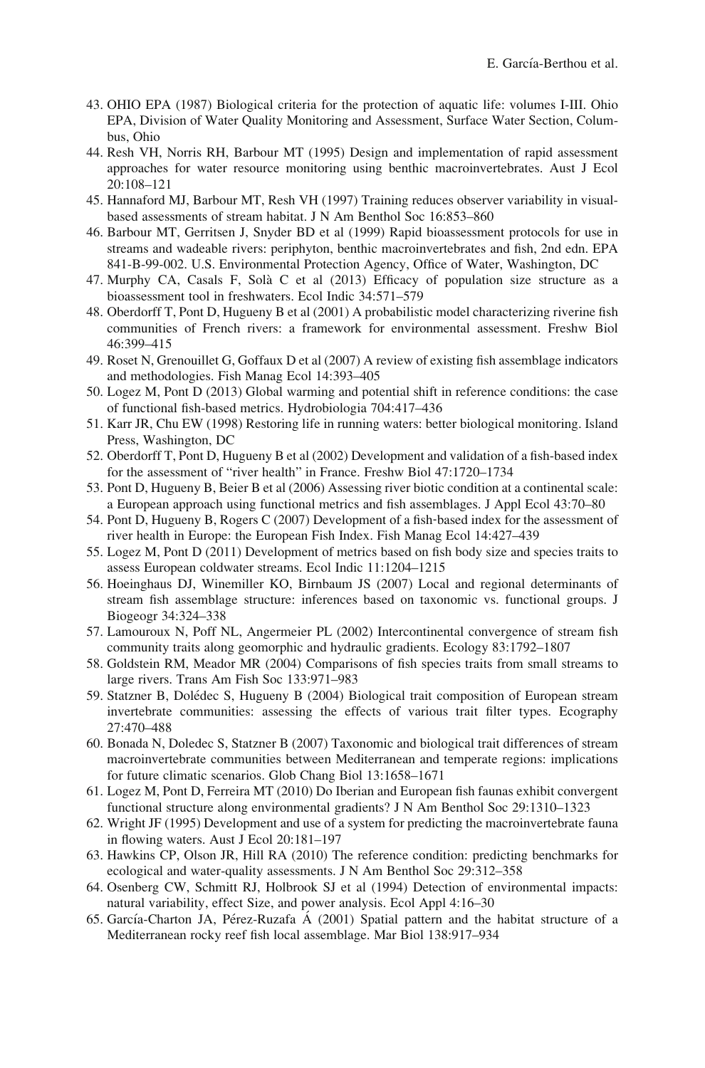43. OHIO EPA (1987) Biological criteria for the protection of aquatic life: volumes I-III. Ohio EPA, Division of Water Quality Monitoring and Assessment, Surface Water Section, Columbus, Ohio
44. Resh VH, Norris RH, Barbour MT (1995) Design and implementation of rapid assessment approaches for water resource monitoring using benthic macroinvertebrates. Aust J Ecol 20:108–121
45. Hannaford MJ, Barbour MT, Resh VH (1997) Training reduces observer variability in visual-based assessments of stream habitat. J N Am Benthol Soc 16:853–860
46. Barbour MT, Gerritsen J, Snyder BD et al (1999) Rapid bioassessment protocols for use in streams and wadeable rivers: periphyton, benthic macroinvertebrates and fish, 2nd edn. EPA 841-B-99-002. U.S. Environmental Protection Agency, Office of Water, Washington, DC
47. Murphy CA, Casals F, Solà C et al (2013) Efficacy of population size structure as a bioassessment tool in freshwaters. Ecol Indic 34:571–579
48. Oberdorff T, Pont D, Hugueny B et al (2001) A probabilistic model characterizing riverine fish communities of French rivers: a framework for environmental assessment. Freshw Biol 46:399–415
49. Roset N, Grenouillet G, Goffaux D et al (2007) A review of existing fish assemblage indicators and methodologies. Fish Manag Ecol 14:393–405
50. Logez M, Pont D (2013) Global warming and potential shift in reference conditions: the case of functional fish-based metrics. Hydrobiologia 704:417–436
51. Karr JR, Chu EW (1998) Restoring life in running waters: better biological monitoring. Island Press, Washington, DC
52. Oberdorff T, Pont D, Hugueny B et al (2002) Development and validation of a fish-based index for the assessment of "river health" in France. Freshw Biol 47:1720–1734
53. Pont D, Hugueny B, Beier B et al (2006) Assessing river biotic condition at a continental scale: a European approach using functional metrics and fish assemblages. J Appl Ecol 43:70–80
54. Pont D, Hugueny B, Rogers C (2007) Development of a fish-based index for the assessment of river health in Europe: the European Fish Index. Fish Manag Ecol 14:427–439
55. Logez M, Pont D (2011) Development of metrics based on fish body size and species traits to assess European coldwater streams. Ecol Indic 11:1204–1215
56. Hoeinghaus DJ, Winemiller KO, Birnbaum JS (2007) Local and regional determinants of stream fish assemblage structure: inferences based on taxonomic vs. functional groups. J Biogeogr 34:324–338
57. Lamouroux N, Poff NL, Angermeier PL (2002) Intercontinental convergence of stream fish community traits along geomorphic and hydraulic gradients. Ecology 83:1792–1807
58. Goldstein RM, Meador MR (2004) Comparisons of fish species traits from small streams to large rivers. Trans Am Fish Soc 133:971–983
59. Statzner B, Dolédec S, Hugueny B (2004) Biological trait composition of European stream invertebrate communities: assessing the effects of various trait filter types. Ecography 27:470–488
60. Bonada N, Doledec S, Statzner B (2007) Taxonomic and biological trait differences of stream macroinvertebrate communities between Mediterranean and temperate regions: implications for future climatic scenarios. Glob Chang Biol 13:1658–1671
61. Logez M, Pont D, Ferreira MT (2010) Do Iberian and European fish faunas exhibit convergent functional structure along environmental gradients? J N Am Benthol Soc 29:1310–1323
62. Wright JF (1995) Development and use of a system for predicting the macroinvertebrate fauna in flowing waters. Aust J Ecol 20:181–197
63. Hawkins CP, Olson JR, Hill RA (2010) The reference condition: predicting benchmarks for ecological and water-quality assessments. J N Am Benthol Soc 29:312–358
64. Osenberg CW, Schmitt RJ, Holbrook SJ et al (1994) Detection of environmental impacts: natural variability, effect Size, and power analysis. Ecol Appl 4:16–30
65. García-Charton JA, Pérez-Ruzafa Á (2001) Spatial pattern and the habitat structure of a Mediterranean rocky reef fish local assemblage. Mar Biol 138:917–934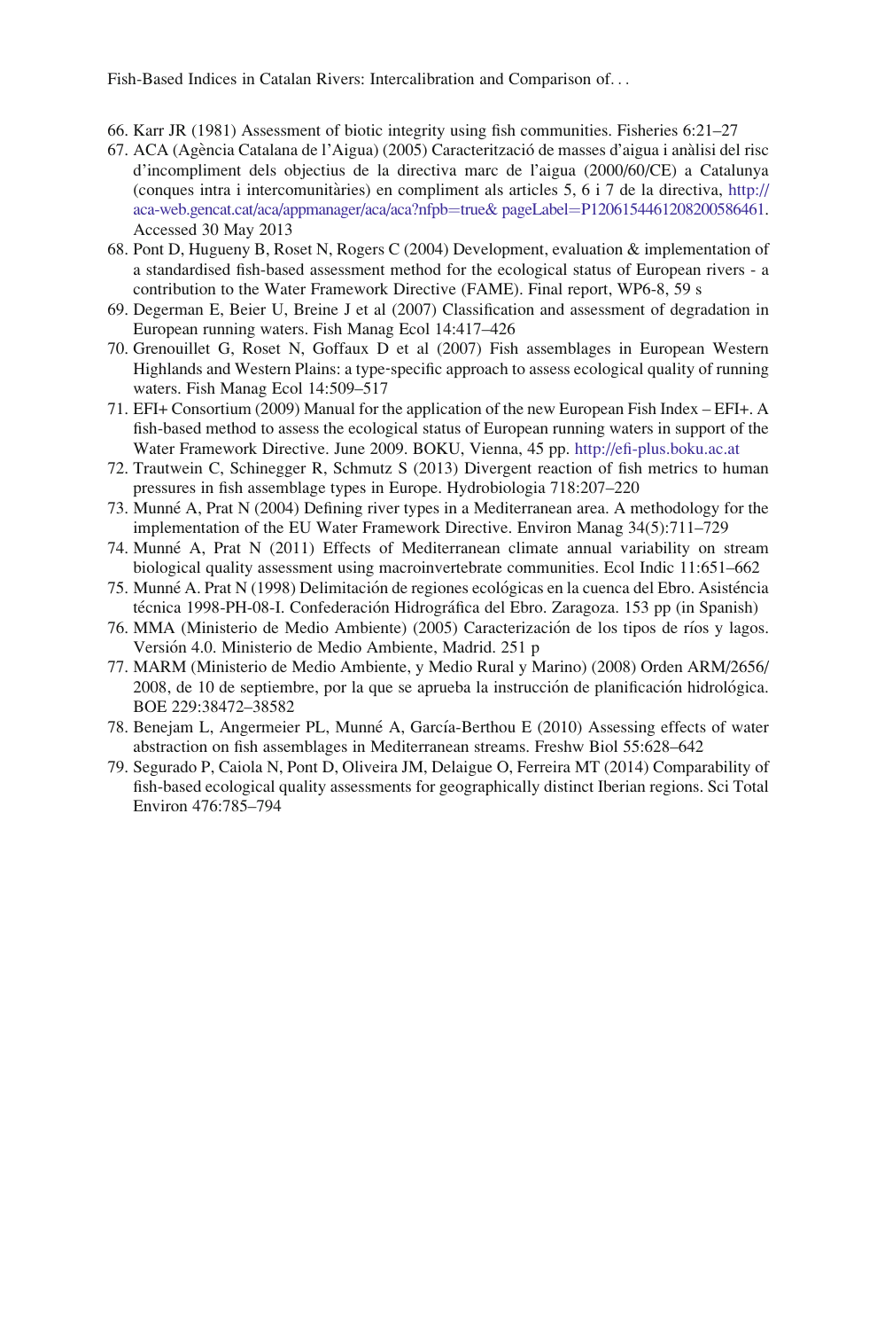66. Karr JR (1981) Assessment of biotic integrity using fish communities. Fisheries 6:21–27
67. ACA (Agència Catalana de l'Aigua) (2005) Caracterització de masses d'aigua i anàlisi del risc d'incompliment dels objectius de la directiva marc de l'aigua (2000/60/CE) a Catalunya (conques intra i intercomunitàries) en compliment als articles 5, 6 i 7 de la directiva, http://aca-web.gencat.cat/aca/appmanager/aca/aca?nfpb=true& pageLabel=P1206154461208200586461. Accessed 30 May 2013
68. Pont D, Hugueny B, Roset N, Rogers C (2004) Development, evaluation & implementation of a standardised fish-based assessment method for the ecological status of European rivers - a contribution to the Water Framework Directive (FAME). Final report, WP6-8, 59 s
69. Degerman E, Beier U, Breine J et al (2007) Classification and assessment of degradation in European running waters. Fish Manag Ecol 14:417–426
70. Grenouillet G, Roset N, Goffaux D et al (2007) Fish assemblages in European Western Highlands and Western Plains: a type-specific approach to assess ecological quality of running waters. Fish Manag Ecol 14:509–517
71. EFI+ Consortium (2009) Manual for the application of the new European Fish Index – EFI+. A fish-based method to assess the ecological status of European running waters in support of the Water Framework Directive. June 2009. BOKU, Vienna, 45 pp. http://efi-plus.boku.ac.at
72. Trautwein C, Schinegger R, Schmutz S (2013) Divergent reaction of fish metrics to human pressures in fish assemblage types in Europe. Hydrobiologia 718:207–220
73. Munné A, Prat N (2004) Defining river types in a Mediterranean area. A methodology for the implementation of the EU Water Framework Directive. Environ Manag 34(5):711–729
74. Munné A, Prat N (2011) Effects of Mediterranean climate annual variability on stream biological quality assessment using macroinvertebrate communities. Ecol Indic 11:651–662
75. Munné A. Prat N (1998) Delimitación de regiones ecológicas en la cuenca del Ebro. Asisténcia técnica 1998-PH-08-I. Confederación Hidrográfica del Ebro. Zaragoza. 153 pp (in Spanish)
76. MMA (Ministerio de Medio Ambiente) (2005) Caracterización de los tipos de ríos y lagos. Versión 4.0. Ministerio de Medio Ambiente, Madrid. 251 p
77. MARM (Ministerio de Medio Ambiente, y Medio Rural y Marino) (2008) Orden ARM/2656/2008, de 10 de septiembre, por la que se aprueba la instrucción de planificación hidrológica. BOE 229:38472–38582
78. Benejam L, Angermeier PL, Munné A, García-Berthou E (2010) Assessing effects of water abstraction on fish assemblages in Mediterranean streams. Freshw Biol 55:628–642
79. Segurado P, Caiola N, Pont D, Oliveira JM, Delaigue O, Ferreira MT (2014) Comparability of fish-based ecological quality assessments for geographically distinct Iberian regions. Sci Total Environ 476:785–794